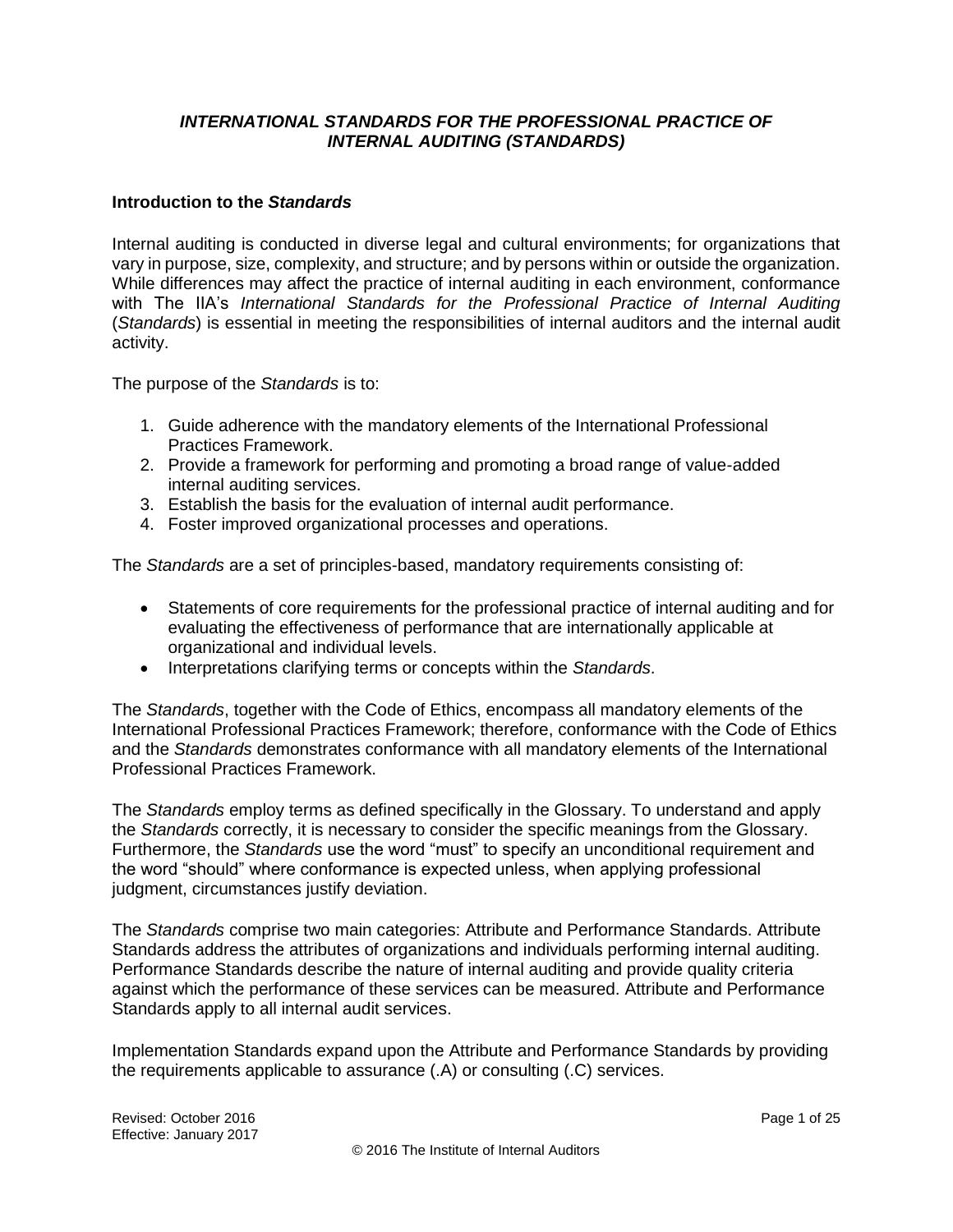# *INTERNATIONAL STANDARDS FOR THE PROFESSIONAL PRACTICE OF INTERNAL AUDITING (STANDARDS)*

## Introduction to the *Standards*

Internal auditing is conducted in diverse legal and cultural environments; for organizations that vary in purpose, size, complexity, and structure; and by persons within or outside the organization. While differences may affect the practice of internal auditing in each environment, conformance with The IIA's *International Standards for the Professional Practice of Internal Auditing* (*Standards*) is essential in meeting the responsibilities of internal auditors and the internal audit activity.

The purpose of the *Standards* is to:

1. Guide adherence with the mandatory elements of the International Professional Practices Framework.
2. Provide a framework for performing and promoting a broad range of value-added internal auditing services.
3. Establish the basis for the evaluation of internal audit performance.
4. Foster improved organizational processes and operations.

The *Standards* are a set of principles-based, mandatory requirements consisting of:

- Statements of core requirements for the professional practice of internal auditing and for evaluating the effectiveness of performance that are internationally applicable at organizational and individual levels.
- Interpretations clarifying terms or concepts within the *Standards*.

The *Standards*, together with the Code of Ethics, encompass all mandatory elements of the International Professional Practices Framework; therefore, conformance with the Code of Ethics and the *Standards* demonstrates conformance with all mandatory elements of the International Professional Practices Framework.

The *Standards* employ terms as defined specifically in the Glossary. To understand and apply the *Standards* correctly, it is necessary to consider the specific meanings from the Glossary. Furthermore, the *Standards* use the word "must" to specify an unconditional requirement and the word "should" where conformance is expected unless, when applying professional judgment, circumstances justify deviation.

The *Standards* comprise two main categories: Attribute and Performance Standards. Attribute Standards address the attributes of organizations and individuals performing internal auditing. Performance Standards describe the nature of internal auditing and provide quality criteria against which the performance of these services can be measured. Attribute and Performance Standards apply to all internal audit services.

Implementation Standards expand upon the Attribute and Performance Standards by providing the requirements applicable to assurance (.A) or consulting (.C) services.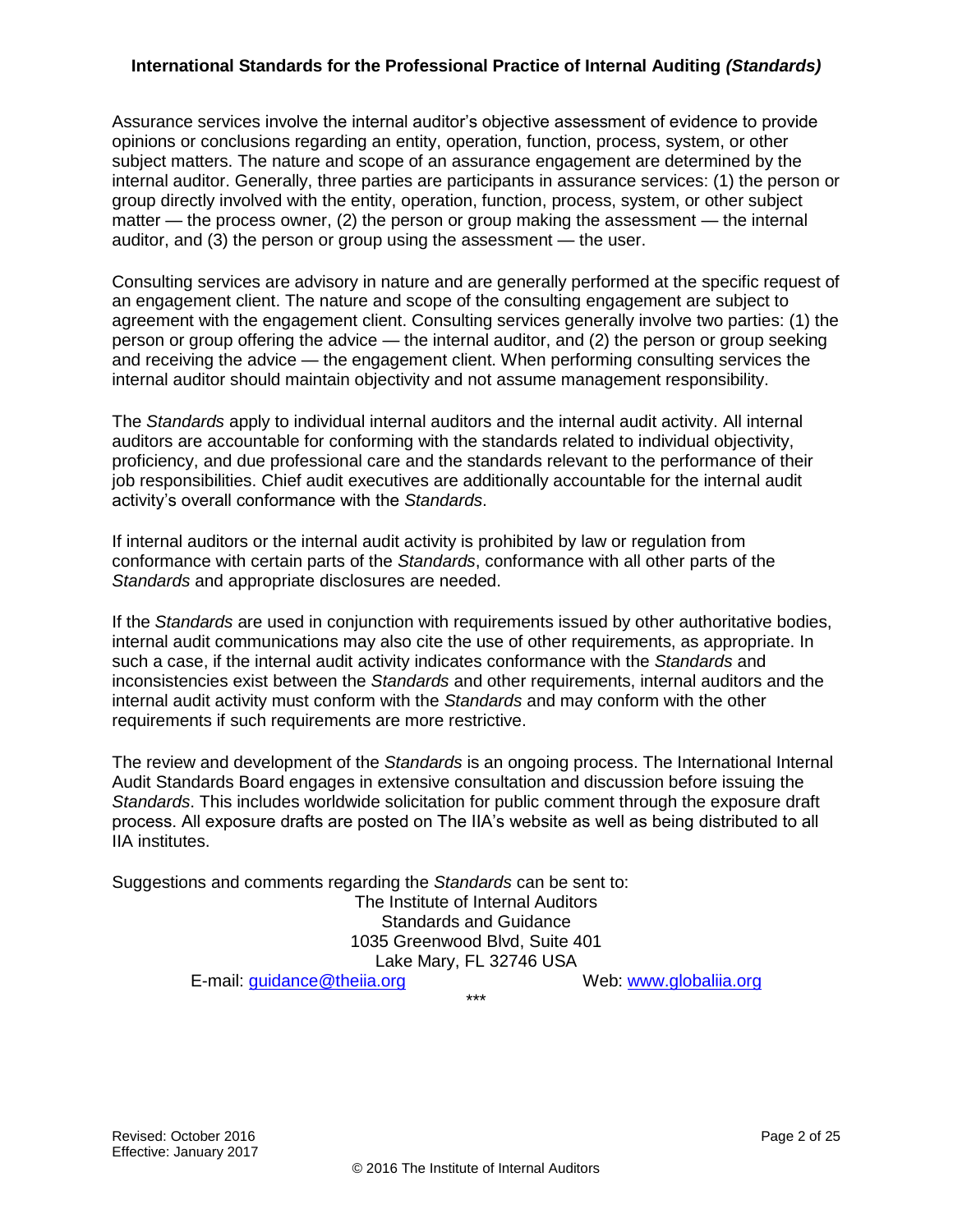Assurance services involve the internal auditor's objective assessment of evidence to provide opinions or conclusions regarding an entity, operation, function, process, system, or other subject matters. The nature and scope of an assurance engagement are determined by the internal auditor. Generally, three parties are participants in assurance services: (1) the person or group directly involved with the entity, operation, function, process, system, or other subject matter — the process owner, (2) the person or group making the assessment — the internal auditor, and (3) the person or group using the assessment — the user.

Consulting services are advisory in nature and are generally performed at the specific request of an engagement client. The nature and scope of the consulting engagement are subject to agreement with the engagement client. Consulting services generally involve two parties: (1) the person or group offering the advice — the internal auditor, and (2) the person or group seeking and receiving the advice — the engagement client. When performing consulting services the internal auditor should maintain objectivity and not assume management responsibility.

The *Standards* apply to individual internal auditors and the internal audit activity. All internal auditors are accountable for conforming with the standards related to individual objectivity, proficiency, and due professional care and the standards relevant to the performance of their job responsibilities. Chief audit executives are additionally accountable for the internal audit activity's overall conformance with the *Standards*.

If internal auditors or the internal audit activity is prohibited by law or regulation from conformance with certain parts of the *Standards*, conformance with all other parts of the *Standards* and appropriate disclosures are needed.

If the *Standards* are used in conjunction with requirements issued by other authoritative bodies, internal audit communications may also cite the use of other requirements, as appropriate. In such a case, if the internal audit activity indicates conformance with the *Standards* and inconsistencies exist between the *Standards* and other requirements, internal auditors and the internal audit activity must conform with the *Standards* and may conform with the other requirements if such requirements are more restrictive.

The review and development of the *Standards* is an ongoing process. The International Internal Audit Standards Board engages in extensive consultation and discussion before issuing the *Standards*. This includes worldwide solicitation for public comment through the exposure draft process. All exposure drafts are posted on The IIA's website as well as being distributed to all IIA institutes.

Suggestions and comments regarding the *Standards* can be sent to:

The Institute of Internal Auditors
Standards and Guidance
1035 Greenwood Blvd, Suite 401
Lake Mary, FL 32746 USA

E-mail: [guidance@theiia.org](mailto:guidance@theiia.org) Web: [www.globaliia.org](http://www.globaliia.org)

***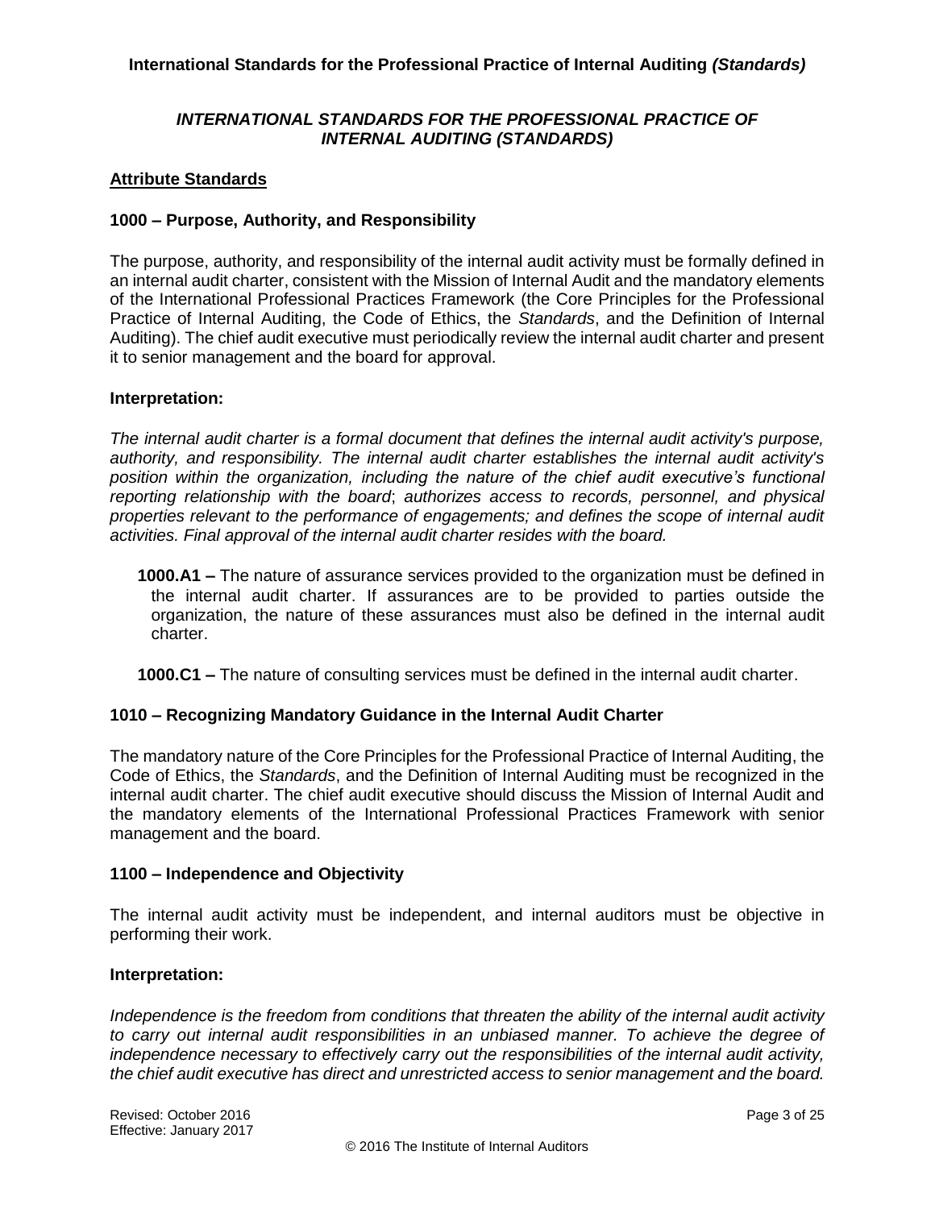## *INTERNATIONAL STANDARDS FOR THE PROFESSIONAL PRACTICE OF INTERNAL AUDITING (STANDARDS)*

### Attribute Standards

#### 1000 – Purpose, Authority, and Responsibility

The purpose, authority, and responsibility of the internal audit activity must be formally defined in an internal audit charter, consistent with the Mission of Internal Audit and the mandatory elements of the International Professional Practices Framework (the Core Principles for the Professional Practice of Internal Auditing, the Code of Ethics, the *Standards*, and the Definition of Internal Auditing). The chief audit executive must periodically review the internal audit charter and present it to senior management and the board for approval.

**Interpretation:**

*The internal audit charter is a formal document that defines the internal audit activity's purpose, authority, and responsibility. The internal audit charter establishes the internal audit activity's position within the organization, including the nature of the chief audit executive's functional reporting relationship with the board; authorizes access to records, personnel, and physical properties relevant to the performance of engagements; and defines the scope of internal audit activities. Final approval of the internal audit charter resides with the board.*

**1000.A1 –** The nature of assurance services provided to the organization must be defined in the internal audit charter. If assurances are to be provided to parties outside the organization, the nature of these assurances must also be defined in the internal audit charter.

**1000.C1 –** The nature of consulting services must be defined in the internal audit charter.

#### 1010 – Recognizing Mandatory Guidance in the Internal Audit Charter

The mandatory nature of the Core Principles for the Professional Practice of Internal Auditing, the Code of Ethics, the *Standards*, and the Definition of Internal Auditing must be recognized in the internal audit charter. The chief audit executive should discuss the Mission of Internal Audit and the mandatory elements of the International Professional Practices Framework with senior management and the board.

#### 1100 – Independence and Objectivity

The internal audit activity must be independent, and internal auditors must be objective in performing their work.

**Interpretation:**

*Independence is the freedom from conditions that threaten the ability of the internal audit activity to carry out internal audit responsibilities in an unbiased manner. To achieve the degree of independence necessary to effectively carry out the responsibilities of the internal audit activity, the chief audit executive has direct and unrestricted access to senior management and the board.*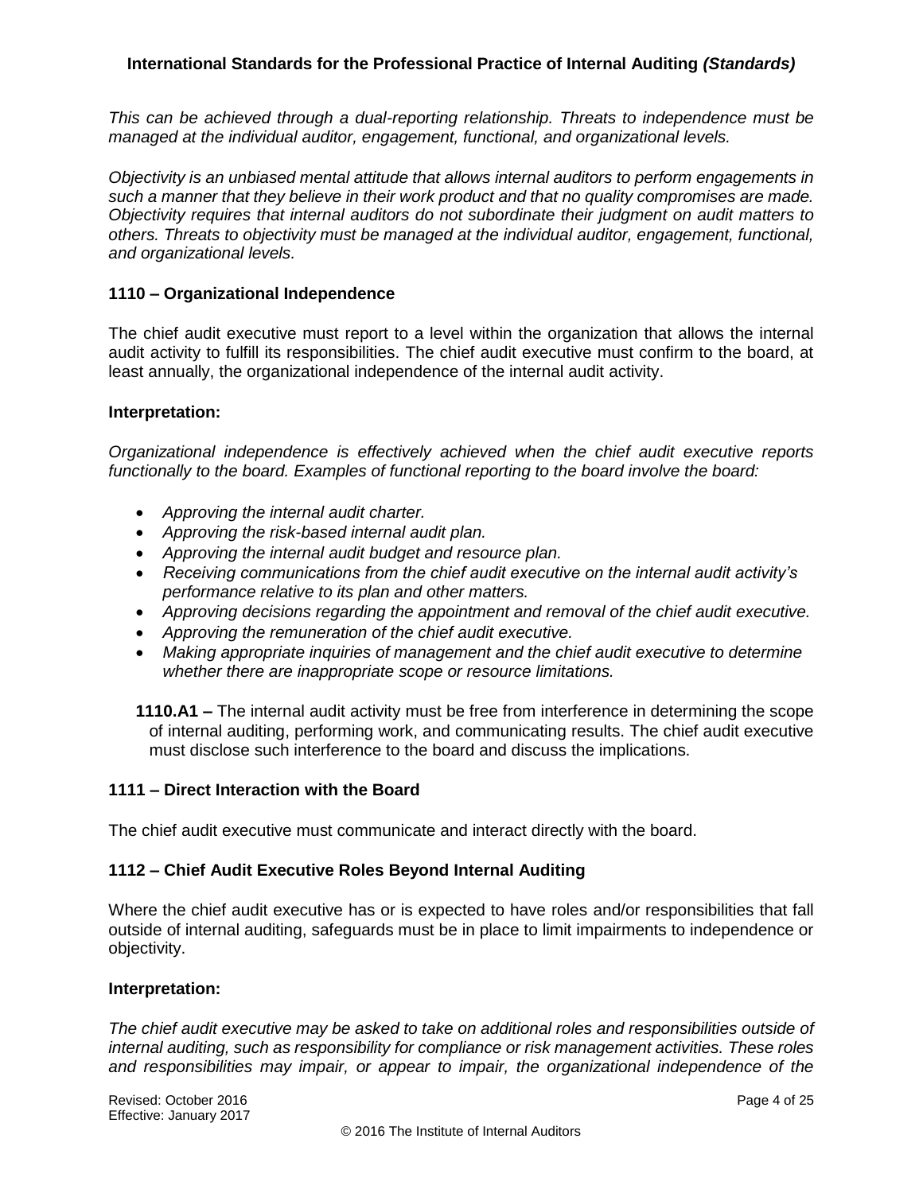*This can be achieved through a dual-reporting relationship. Threats to independence must be managed at the individual auditor, engagement, functional, and organizational levels.*

*Objectivity is an unbiased mental attitude that allows internal auditors to perform engagements in such a manner that they believe in their work product and that no quality compromises are made. Objectivity requires that internal auditors do not subordinate their judgment on audit matters to others. Threats to objectivity must be managed at the individual auditor, engagement, functional, and organizational levels.*

### 1110 – Organizational Independence

The chief audit executive must report to a level within the organization that allows the internal audit activity to fulfill its responsibilities. The chief audit executive must confirm to the board, at least annually, the organizational independence of the internal audit activity.

**Interpretation:**

*Organizational independence is effectively achieved when the chief audit executive reports functionally to the board. Examples of functional reporting to the board involve the board:*

- *Approving the internal audit charter.*
- *Approving the risk-based internal audit plan.*
- *Approving the internal audit budget and resource plan.*
- *Receiving communications from the chief audit executive on the internal audit activity's performance relative to its plan and other matters.*
- *Approving decisions regarding the appointment and removal of the chief audit executive.*
- *Approving the remuneration of the chief audit executive.*
- *Making appropriate inquiries of management and the chief audit executive to determine whether there are inappropriate scope or resource limitations.*

**1110.A1 –** The internal audit activity must be free from interference in determining the scope of internal auditing, performing work, and communicating results. The chief audit executive must disclose such interference to the board and discuss the implications.

### 1111 – Direct Interaction with the Board

The chief audit executive must communicate and interact directly with the board.

### 1112 – Chief Audit Executive Roles Beyond Internal Auditing

Where the chief audit executive has or is expected to have roles and/or responsibilities that fall outside of internal auditing, safeguards must be in place to limit impairments to independence or objectivity.

**Interpretation:**

*The chief audit executive may be asked to take on additional roles and responsibilities outside of internal auditing, such as responsibility for compliance or risk management activities. These roles and responsibilities may impair, or appear to impair, the organizational independence of the*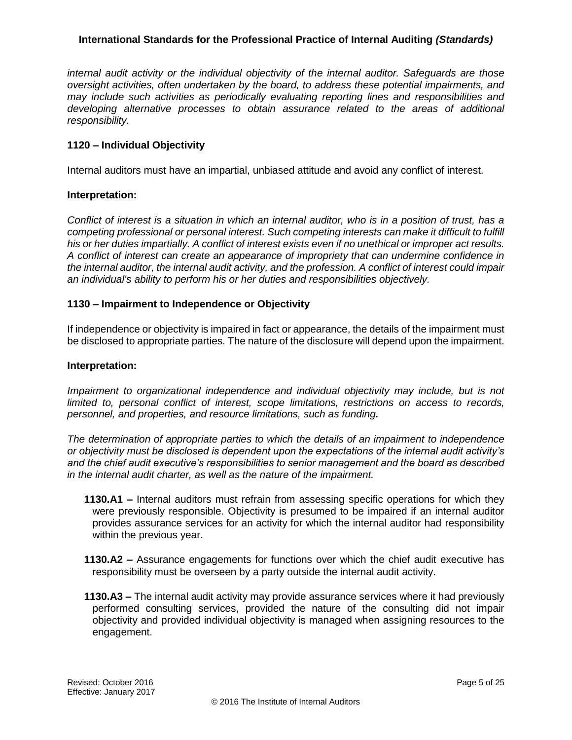*internal audit activity or the individual objectivity of the internal auditor. Safeguards are those oversight activities, often undertaken by the board, to address these potential impairments, and may include such activities as periodically evaluating reporting lines and responsibilities and developing alternative processes to obtain assurance related to the areas of additional responsibility.*

### 1120 – Individual Objectivity

Internal auditors must have an impartial, unbiased attitude and avoid any conflict of interest.

**Interpretation:**

*Conflict of interest is a situation in which an internal auditor, who is in a position of trust, has a competing professional or personal interest. Such competing interests can make it difficult to fulfill his or her duties impartially. A conflict of interest exists even if no unethical or improper act results. A conflict of interest can create an appearance of impropriety that can undermine confidence in the internal auditor, the internal audit activity, and the profession. A conflict of interest could impair an individual's ability to perform his or her duties and responsibilities objectively.*

### 1130 – Impairment to Independence or Objectivity

If independence or objectivity is impaired in fact or appearance, the details of the impairment must be disclosed to appropriate parties. The nature of the disclosure will depend upon the impairment.

**Interpretation:**

*Impairment to organizational independence and individual objectivity may include, but is not limited to, personal conflict of interest, scope limitations, restrictions on access to records, personnel, and properties, and resource limitations, such as funding.*

*The determination of appropriate parties to which the details of an impairment to independence or objectivity must be disclosed is dependent upon the expectations of the internal audit activity's and the chief audit executive's responsibilities to senior management and the board as described in the internal audit charter, as well as the nature of the impairment.*

**1130.A1 –** Internal auditors must refrain from assessing specific operations for which they were previously responsible. Objectivity is presumed to be impaired if an internal auditor provides assurance services for an activity for which the internal auditor had responsibility within the previous year.

**1130.A2 –** Assurance engagements for functions over which the chief audit executive has responsibility must be overseen by a party outside the internal audit activity.

**1130.A3 –** The internal audit activity may provide assurance services where it had previously performed consulting services, provided the nature of the consulting did not impair objectivity and provided individual objectivity is managed when assigning resources to the engagement.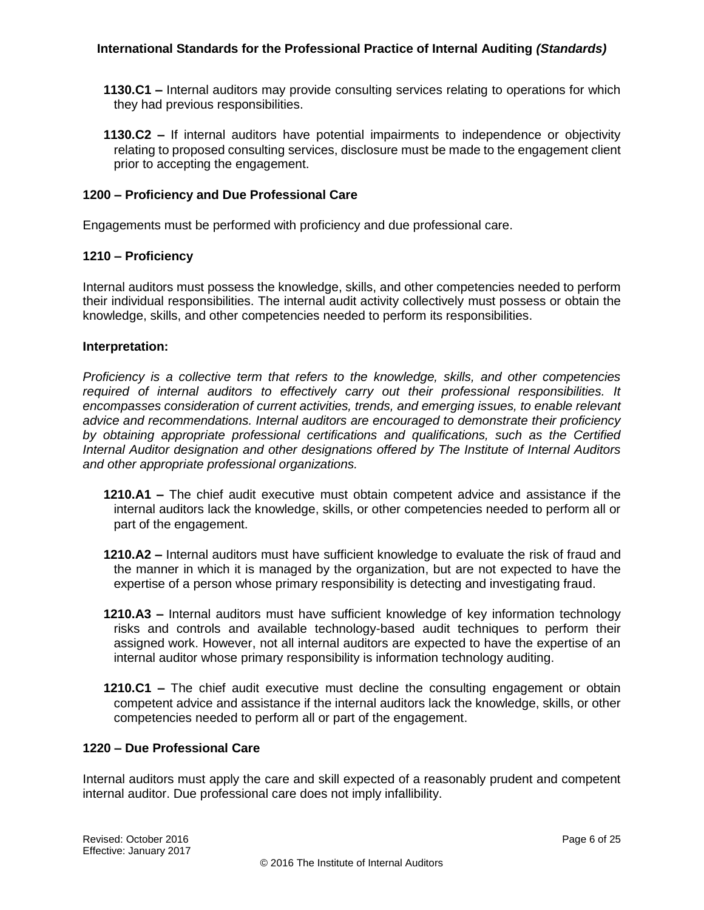**1130.C1 –** Internal auditors may provide consulting services relating to operations for which they had previous responsibilities.

**1130.C2 –** If internal auditors have potential impairments to independence or objectivity relating to proposed consulting services, disclosure must be made to the engagement client prior to accepting the engagement.

### 1200 – Proficiency and Due Professional Care

Engagements must be performed with proficiency and due professional care.

### 1210 – Proficiency

Internal auditors must possess the knowledge, skills, and other competencies needed to perform their individual responsibilities. The internal audit activity collectively must possess or obtain the knowledge, skills, and other competencies needed to perform its responsibilities.

**Interpretation:**

*Proficiency is a collective term that refers to the knowledge, skills, and other competencies required of internal auditors to effectively carry out their professional responsibilities. It encompasses consideration of current activities, trends, and emerging issues, to enable relevant advice and recommendations. Internal auditors are encouraged to demonstrate their proficiency by obtaining appropriate professional certifications and qualifications, such as the Certified Internal Auditor designation and other designations offered by The Institute of Internal Auditors and other appropriate professional organizations.*

**1210.A1 –** The chief audit executive must obtain competent advice and assistance if the internal auditors lack the knowledge, skills, or other competencies needed to perform all or part of the engagement.

**1210.A2 –** Internal auditors must have sufficient knowledge to evaluate the risk of fraud and the manner in which it is managed by the organization, but are not expected to have the expertise of a person whose primary responsibility is detecting and investigating fraud.

**1210.A3 –** Internal auditors must have sufficient knowledge of key information technology risks and controls and available technology-based audit techniques to perform their assigned work. However, not all internal auditors are expected to have the expertise of an internal auditor whose primary responsibility is information technology auditing.

**1210.C1 –** The chief audit executive must decline the consulting engagement or obtain competent advice and assistance if the internal auditors lack the knowledge, skills, or other competencies needed to perform all or part of the engagement.

### 1220 – Due Professional Care

Internal auditors must apply the care and skill expected of a reasonably prudent and competent internal auditor. Due professional care does not imply infallibility.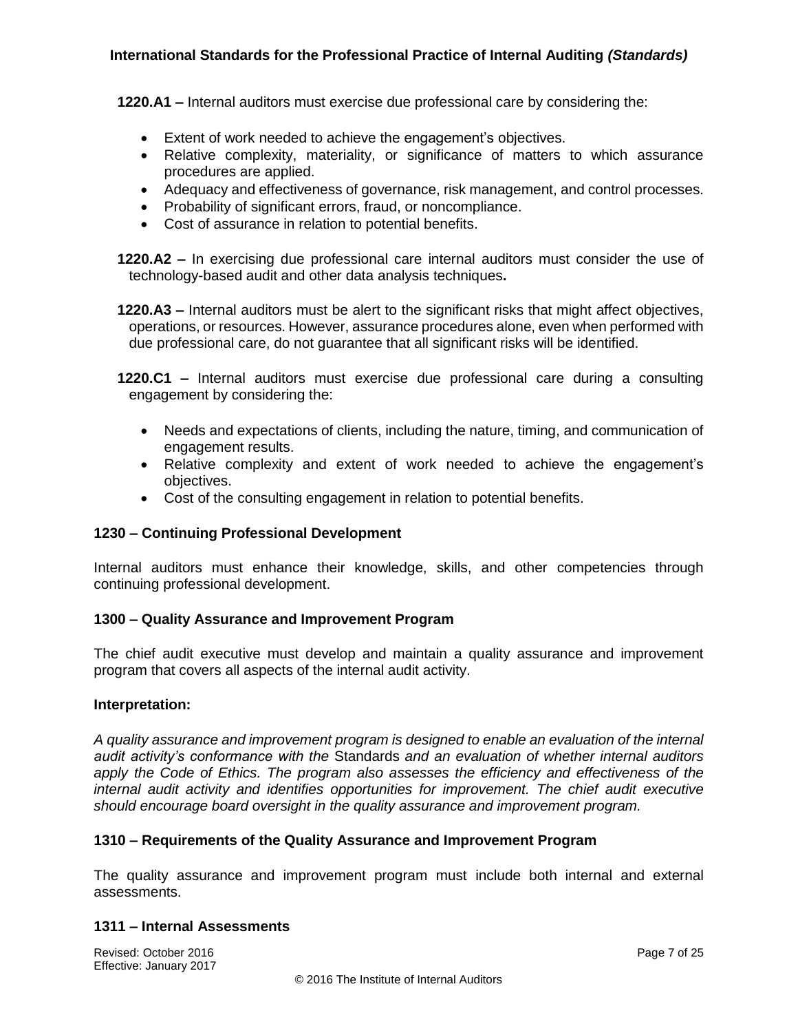**1220.A1 –** Internal auditors must exercise due professional care by considering the:

- Extent of work needed to achieve the engagement's objectives.
- Relative complexity, materiality, or significance of matters to which assurance procedures are applied.
- Adequacy and effectiveness of governance, risk management, and control processes.
- Probability of significant errors, fraud, or noncompliance.
- Cost of assurance in relation to potential benefits.

**1220.A2 –** In exercising due professional care internal auditors must consider the use of technology-based audit and other data analysis techniques**.**

**1220.A3 –** Internal auditors must be alert to the significant risks that might affect objectives, operations, or resources. However, assurance procedures alone, even when performed with due professional care, do not guarantee that all significant risks will be identified.

**1220.C1 –** Internal auditors must exercise due professional care during a consulting engagement by considering the:

- Needs and expectations of clients, including the nature, timing, and communication of engagement results.
- Relative complexity and extent of work needed to achieve the engagement's objectives.
- Cost of the consulting engagement in relation to potential benefits.

### 1230 – Continuing Professional Development

Internal auditors must enhance their knowledge, skills, and other competencies through continuing professional development.

### 1300 – Quality Assurance and Improvement Program

The chief audit executive must develop and maintain a quality assurance and improvement program that covers all aspects of the internal audit activity.

**Interpretation:**

*A quality assurance and improvement program is designed to enable an evaluation of the internal audit activity's conformance with the* Standards *and an evaluation of whether internal auditors apply the Code of Ethics. The program also assesses the efficiency and effectiveness of the internal audit activity and identifies opportunities for improvement. The chief audit executive should encourage board oversight in the quality assurance and improvement program.*

### 1310 – Requirements of the Quality Assurance and Improvement Program

The quality assurance and improvement program must include both internal and external assessments.

### 1311 – Internal Assessments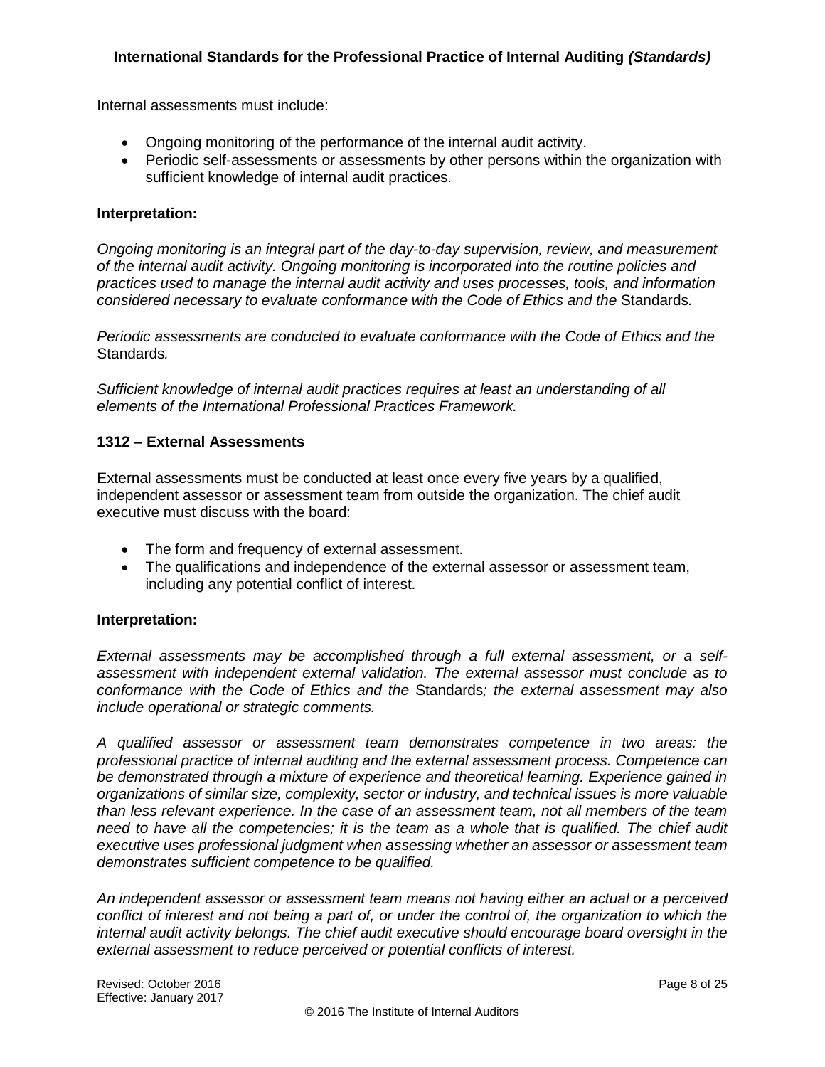Internal assessments must include:

- Ongoing monitoring of the performance of the internal audit activity.
- Periodic self-assessments or assessments by other persons within the organization with sufficient knowledge of internal audit practices.

**Interpretation:**

*Ongoing monitoring is an integral part of the day-to-day supervision, review, and measurement of the internal audit activity. Ongoing monitoring is incorporated into the routine policies and practices used to manage the internal audit activity and uses processes, tools, and information considered necessary to evaluate conformance with the Code of Ethics and the* Standards*.*

*Periodic assessments are conducted to evaluate conformance with the Code of Ethics and the* Standards*.*

*Sufficient knowledge of internal audit practices requires at least an understanding of all elements of the International Professional Practices Framework.*

### 1312 – External Assessments

External assessments must be conducted at least once every five years by a qualified, independent assessor or assessment team from outside the organization. The chief audit executive must discuss with the board:

- The form and frequency of external assessment.
- The qualifications and independence of the external assessor or assessment team, including any potential conflict of interest.

**Interpretation:**

*External assessments may be accomplished through a full external assessment, or a self-assessment with independent external validation. The external assessor must conclude as to conformance with the Code of Ethics and the* Standards*; the external assessment may also include operational or strategic comments.*

*A qualified assessor or assessment team demonstrates competence in two areas: the professional practice of internal auditing and the external assessment process. Competence can be demonstrated through a mixture of experience and theoretical learning. Experience gained in organizations of similar size, complexity, sector or industry, and technical issues is more valuable than less relevant experience. In the case of an assessment team, not all members of the team need to have all the competencies; it is the team as a whole that is qualified. The chief audit executive uses professional judgment when assessing whether an assessor or assessment team demonstrates sufficient competence to be qualified.*

*An independent assessor or assessment team means not having either an actual or a perceived conflict of interest and not being a part of, or under the control of, the organization to which the internal audit activity belongs. The chief audit executive should encourage board oversight in the external assessment to reduce perceived or potential conflicts of interest.*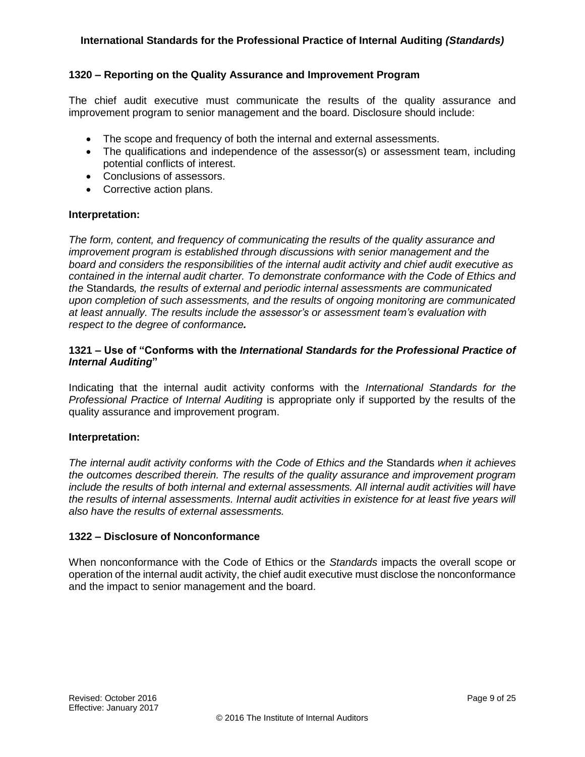### 1320 – Reporting on the Quality Assurance and Improvement Program

The chief audit executive must communicate the results of the quality assurance and improvement program to senior management and the board. Disclosure should include:

- The scope and frequency of both the internal and external assessments.
- The qualifications and independence of the assessor(s) or assessment team, including potential conflicts of interest.
- Conclusions of assessors.
- Corrective action plans.

**Interpretation:**

*The form, content, and frequency of communicating the results of the quality assurance and improvement program is established through discussions with senior management and the board and considers the responsibilities of the internal audit activity and chief audit executive as contained in the internal audit charter. To demonstrate conformance with the Code of Ethics and the* Standards*, the results of external and periodic internal assessments are communicated upon completion of such assessments, and the results of ongoing monitoring are communicated at least annually. The results include the assessor's or assessment team's evaluation with respect to the degree of conformance.*

### 1321 – Use of "Conforms with the *International Standards for the Professional Practice of Internal Auditing*"

Indicating that the internal audit activity conforms with the *International Standards for the Professional Practice of Internal Auditing* is appropriate only if supported by the results of the quality assurance and improvement program.

**Interpretation:**

*The internal audit activity conforms with the Code of Ethics and the* Standards *when it achieves the outcomes described therein. The results of the quality assurance and improvement program include the results of both internal and external assessments. All internal audit activities will have the results of internal assessments. Internal audit activities in existence for at least five years will also have the results of external assessments.*

### 1322 – Disclosure of Nonconformance

When nonconformance with the Code of Ethics or the *Standards* impacts the overall scope or operation of the internal audit activity, the chief audit executive must disclose the nonconformance and the impact to senior management and the board.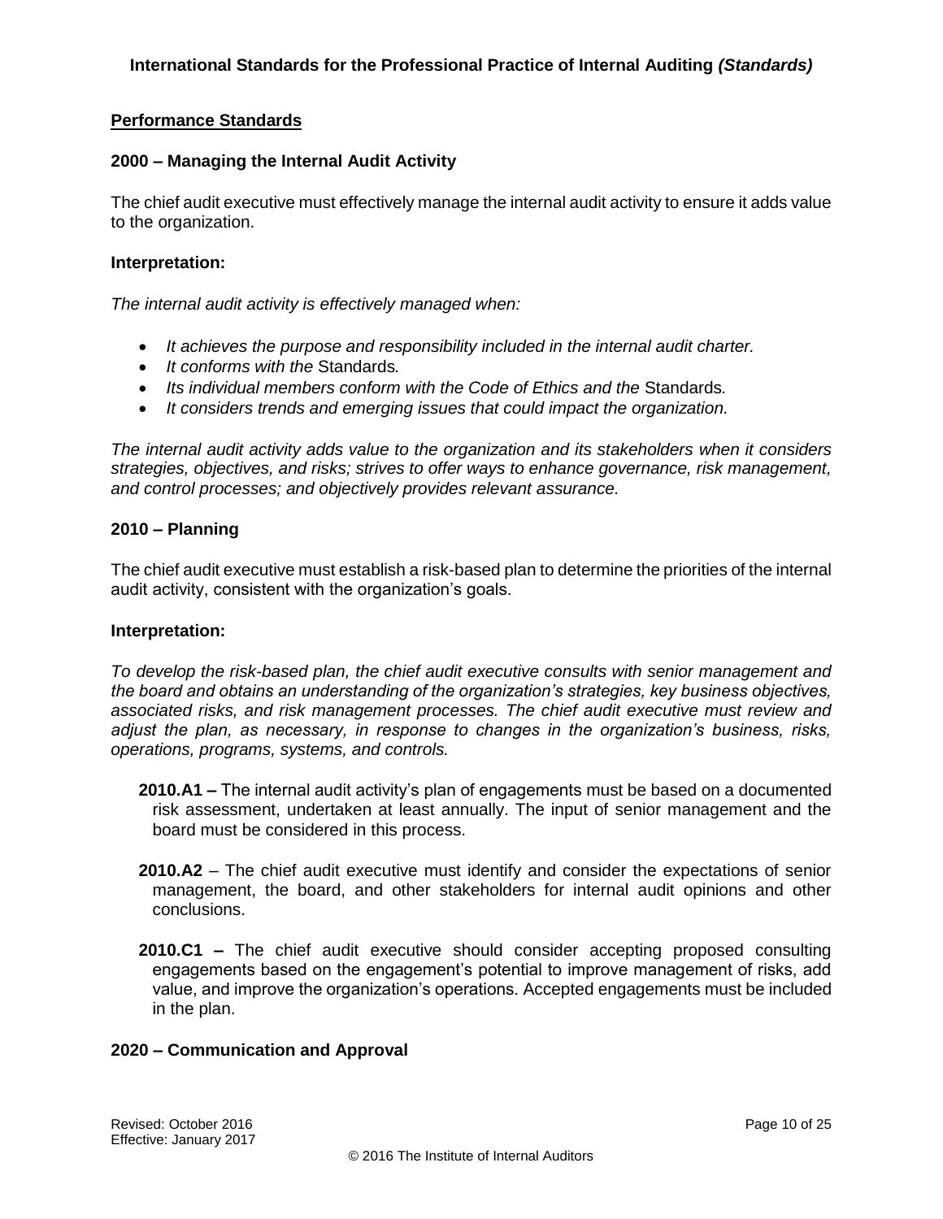## Performance Standards

### 2000 – Managing the Internal Audit Activity

The chief audit executive must effectively manage the internal audit activity to ensure it adds value to the organization.

**Interpretation:**

*The internal audit activity is effectively managed when:*

- *It achieves the purpose and responsibility included in the internal audit charter.*
- *It conforms with the* Standards*.*
- *Its individual members conform with the Code of Ethics and the* Standards*.*
- *It considers trends and emerging issues that could impact the organization.*

*The internal audit activity adds value to the organization and its stakeholders when it considers strategies, objectives, and risks; strives to offer ways to enhance governance, risk management, and control processes; and objectively provides relevant assurance.*

### 2010 – Planning

The chief audit executive must establish a risk-based plan to determine the priorities of the internal audit activity, consistent with the organization's goals.

**Interpretation:**

*To develop the risk-based plan, the chief audit executive consults with senior management and the board and obtains an understanding of the organization's strategies, key business objectives, associated risks, and risk management processes. The chief audit executive must review and adjust the plan, as necessary, in response to changes in the organization's business, risks, operations, programs, systems, and controls.*

**2010.A1 –** The internal audit activity's plan of engagements must be based on a documented risk assessment, undertaken at least annually. The input of senior management and the board must be considered in this process.

**2010.A2** – The chief audit executive must identify and consider the expectations of senior management, the board, and other stakeholders for internal audit opinions and other conclusions.

**2010.C1 –** The chief audit executive should consider accepting proposed consulting engagements based on the engagement's potential to improve management of risks, add value, and improve the organization's operations. Accepted engagements must be included in the plan.

### 2020 – Communication and Approval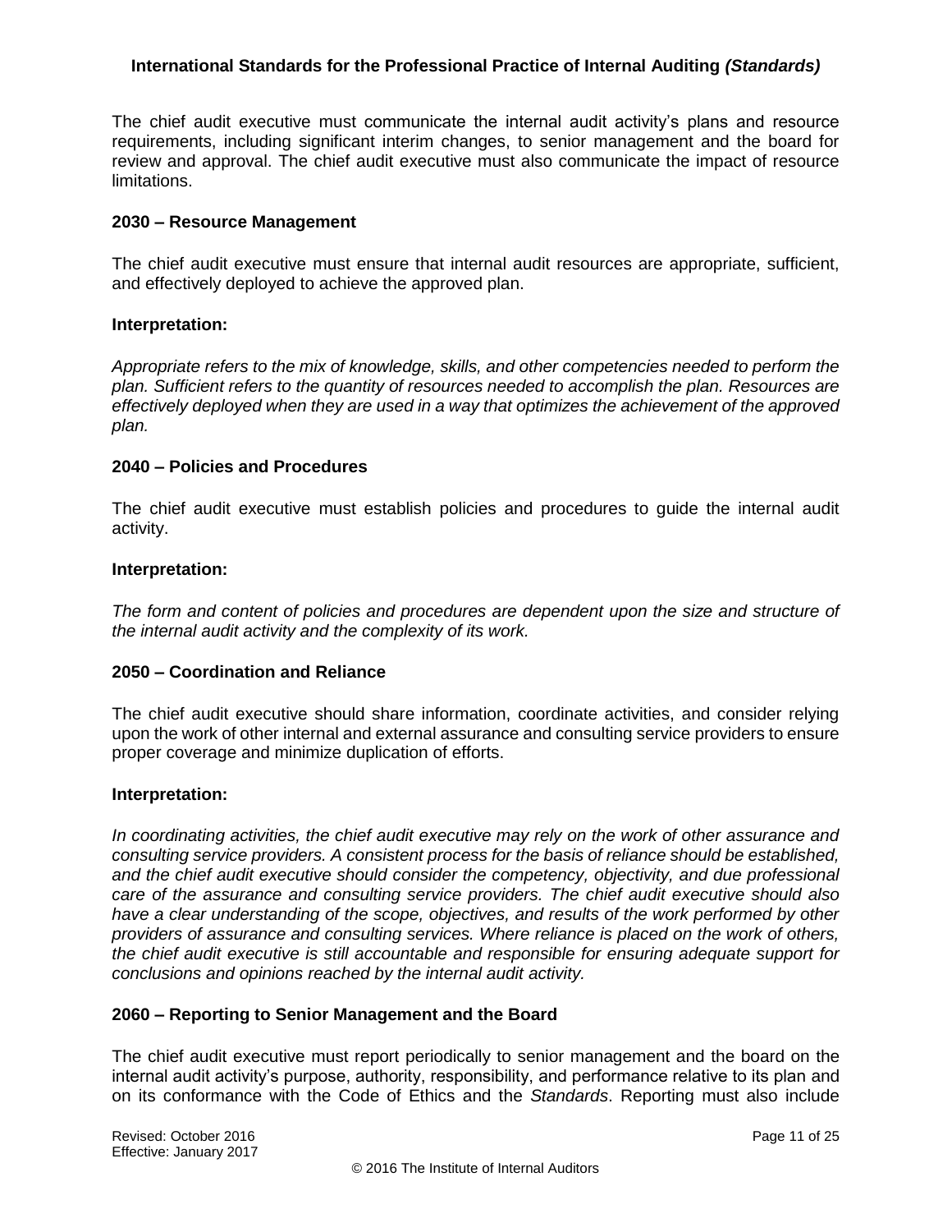The chief audit executive must communicate the internal audit activity's plans and resource requirements, including significant interim changes, to senior management and the board for review and approval. The chief audit executive must also communicate the impact of resource limitations.

### 2030 – Resource Management

The chief audit executive must ensure that internal audit resources are appropriate, sufficient, and effectively deployed to achieve the approved plan.

**Interpretation:**

*Appropriate refers to the mix of knowledge, skills, and other competencies needed to perform the plan. Sufficient refers to the quantity of resources needed to accomplish the plan. Resources are effectively deployed when they are used in a way that optimizes the achievement of the approved plan.*

### 2040 – Policies and Procedures

The chief audit executive must establish policies and procedures to guide the internal audit activity.

**Interpretation:**

*The form and content of policies and procedures are dependent upon the size and structure of the internal audit activity and the complexity of its work.*

### 2050 – Coordination and Reliance

The chief audit executive should share information, coordinate activities, and consider relying upon the work of other internal and external assurance and consulting service providers to ensure proper coverage and minimize duplication of efforts.

**Interpretation:**

*In coordinating activities, the chief audit executive may rely on the work of other assurance and consulting service providers. A consistent process for the basis of reliance should be established, and the chief audit executive should consider the competency, objectivity, and due professional care of the assurance and consulting service providers. The chief audit executive should also have a clear understanding of the scope, objectives, and results of the work performed by other providers of assurance and consulting services. Where reliance is placed on the work of others, the chief audit executive is still accountable and responsible for ensuring adequate support for conclusions and opinions reached by the internal audit activity.*

### 2060 – Reporting to Senior Management and the Board

The chief audit executive must report periodically to senior management and the board on the internal audit activity's purpose, authority, responsibility, and performance relative to its plan and on its conformance with the Code of Ethics and the *Standards*. Reporting must also include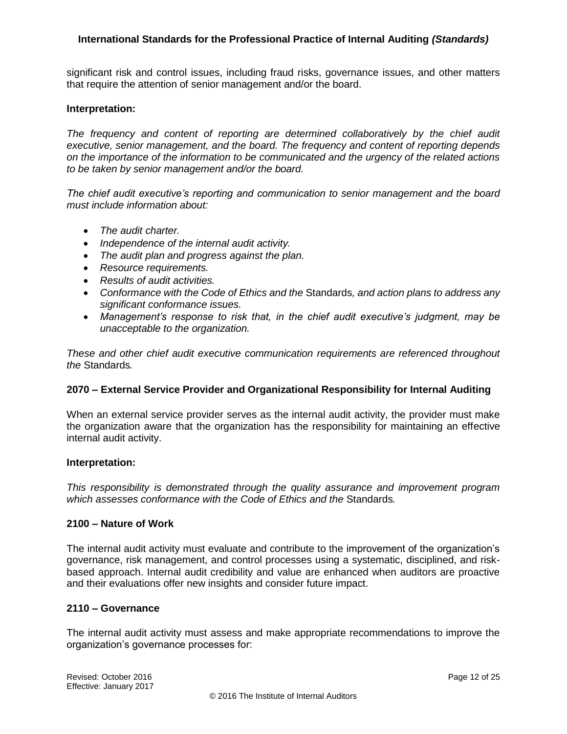significant risk and control issues, including fraud risks, governance issues, and other matters that require the attention of senior management and/or the board.

**Interpretation:**

*The frequency and content of reporting are determined collaboratively by the chief audit executive, senior management, and the board. The frequency and content of reporting depends on the importance of the information to be communicated and the urgency of the related actions to be taken by senior management and/or the board.*

*The chief audit executive's reporting and communication to senior management and the board must include information about:*

- *The audit charter.*
- *Independence of the internal audit activity.*
- *The audit plan and progress against the plan.*
- *Resource requirements.*
- *Results of audit activities.*
- *Conformance with the Code of Ethics and the* Standards*, and action plans to address any significant conformance issues.*
- *Management's response to risk that, in the chief audit executive's judgment, may be unacceptable to the organization.*

*These and other chief audit executive communication requirements are referenced throughout the* Standards*.*

### 2070 – External Service Provider and Organizational Responsibility for Internal Auditing

When an external service provider serves as the internal audit activity, the provider must make the organization aware that the organization has the responsibility for maintaining an effective internal audit activity.

**Interpretation:**

*This responsibility is demonstrated through the quality assurance and improvement program which assesses conformance with the Code of Ethics and the* Standards*.*

### 2100 – Nature of Work

The internal audit activity must evaluate and contribute to the improvement of the organization's governance, risk management, and control processes using a systematic, disciplined, and risk-based approach. Internal audit credibility and value are enhanced when auditors are proactive and their evaluations offer new insights and consider future impact.

### 2110 – Governance

The internal audit activity must assess and make appropriate recommendations to improve the organization's governance processes for: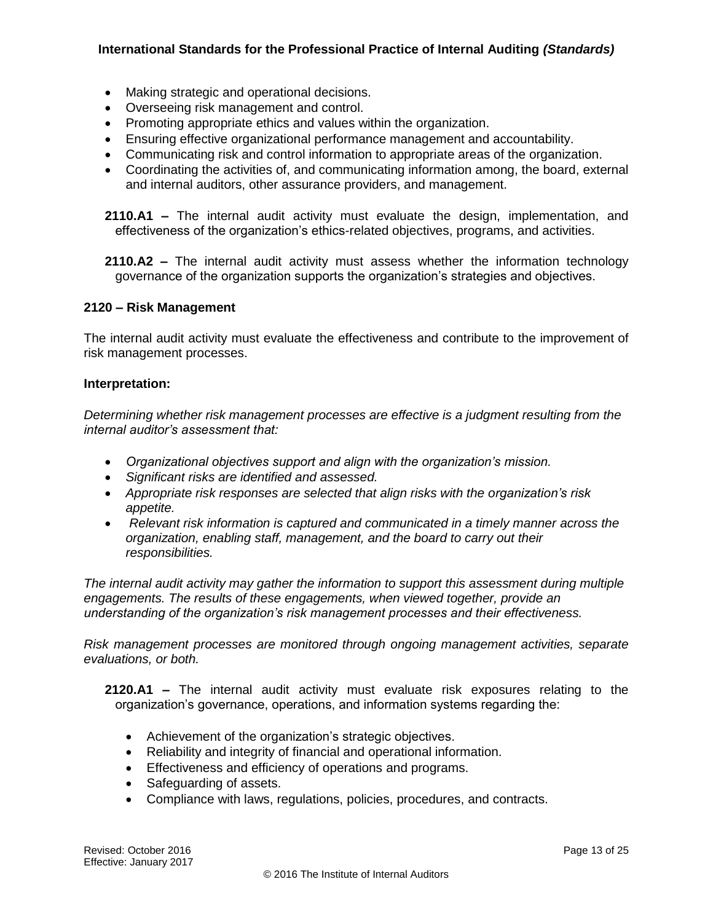- Making strategic and operational decisions.
- Overseeing risk management and control.
- Promoting appropriate ethics and values within the organization.
- Ensuring effective organizational performance management and accountability.
- Communicating risk and control information to appropriate areas of the organization.
- Coordinating the activities of, and communicating information among, the board, external and internal auditors, other assurance providers, and management.

**2110.A1 –** The internal audit activity must evaluate the design, implementation, and effectiveness of the organization's ethics-related objectives, programs, and activities.

**2110.A2 –** The internal audit activity must assess whether the information technology governance of the organization supports the organization's strategies and objectives.

### 2120 – Risk Management

The internal audit activity must evaluate the effectiveness and contribute to the improvement of risk management processes.

**Interpretation:**

*Determining whether risk management processes are effective is a judgment resulting from the internal auditor's assessment that:*

- *Organizational objectives support and align with the organization's mission.*
- *Significant risks are identified and assessed.*
- *Appropriate risk responses are selected that align risks with the organization's risk appetite.*
- *Relevant risk information is captured and communicated in a timely manner across the organization, enabling staff, management, and the board to carry out their responsibilities.*

*The internal audit activity may gather the information to support this assessment during multiple engagements. The results of these engagements, when viewed together, provide an understanding of the organization's risk management processes and their effectiveness.*

*Risk management processes are monitored through ongoing management activities, separate evaluations, or both.*

**2120.A1 –** The internal audit activity must evaluate risk exposures relating to the organization's governance, operations, and information systems regarding the:

- Achievement of the organization's strategic objectives.
- Reliability and integrity of financial and operational information.
- Effectiveness and efficiency of operations and programs.
- Safeguarding of assets.
- Compliance with laws, regulations, policies, procedures, and contracts.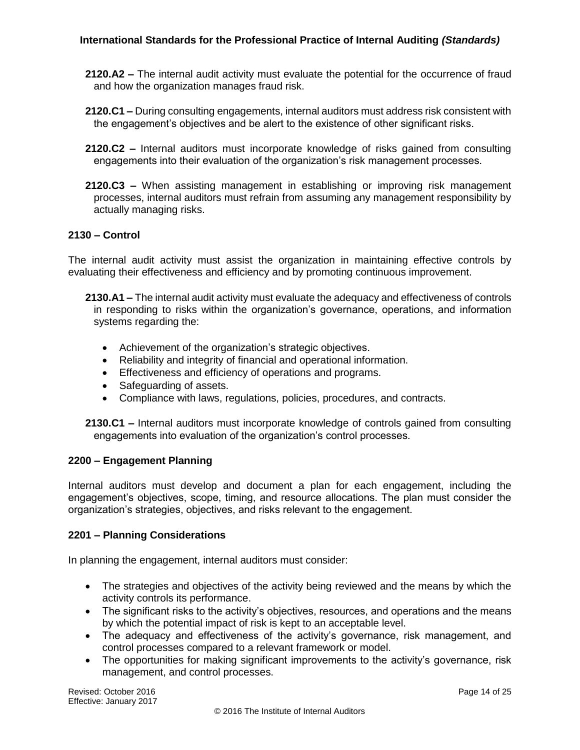**2120.A2 –** The internal audit activity must evaluate the potential for the occurrence of fraud and how the organization manages fraud risk.

**2120.C1 –** During consulting engagements, internal auditors must address risk consistent with the engagement's objectives and be alert to the existence of other significant risks.

**2120.C2 –** Internal auditors must incorporate knowledge of risks gained from consulting engagements into their evaluation of the organization's risk management processes.

**2120.C3 –** When assisting management in establishing or improving risk management processes, internal auditors must refrain from assuming any management responsibility by actually managing risks.

### 2130 – Control

The internal audit activity must assist the organization in maintaining effective controls by evaluating their effectiveness and efficiency and by promoting continuous improvement.

**2130.A1 –** The internal audit activity must evaluate the adequacy and effectiveness of controls in responding to risks within the organization's governance, operations, and information systems regarding the:

- Achievement of the organization's strategic objectives.
- Reliability and integrity of financial and operational information.
- Effectiveness and efficiency of operations and programs.
- Safeguarding of assets.
- Compliance with laws, regulations, policies, procedures, and contracts.

**2130.C1 –** Internal auditors must incorporate knowledge of controls gained from consulting engagements into evaluation of the organization's control processes.

### 2200 – Engagement Planning

Internal auditors must develop and document a plan for each engagement, including the engagement's objectives, scope, timing, and resource allocations. The plan must consider the organization's strategies, objectives, and risks relevant to the engagement.

### 2201 – Planning Considerations

In planning the engagement, internal auditors must consider:

- The strategies and objectives of the activity being reviewed and the means by which the activity controls its performance.
- The significant risks to the activity's objectives, resources, and operations and the means by which the potential impact of risk is kept to an acceptable level.
- The adequacy and effectiveness of the activity's governance, risk management, and control processes compared to a relevant framework or model.
- The opportunities for making significant improvements to the activity's governance, risk management, and control processes.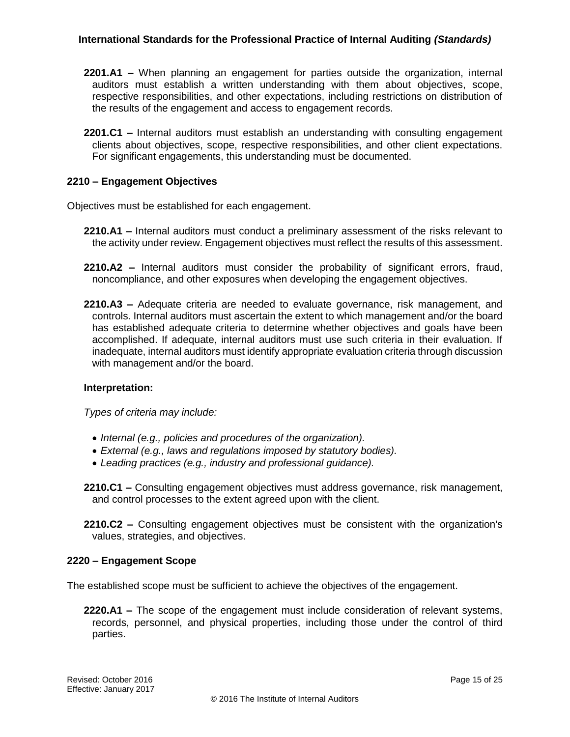**2201.A1 –** When planning an engagement for parties outside the organization, internal auditors must establish a written understanding with them about objectives, scope, respective responsibilities, and other expectations, including restrictions on distribution of the results of the engagement and access to engagement records.

**2201.C1 –** Internal auditors must establish an understanding with consulting engagement clients about objectives, scope, respective responsibilities, and other client expectations. For significant engagements, this understanding must be documented.

### 2210 – Engagement Objectives

Objectives must be established for each engagement.

**2210.A1 –** Internal auditors must conduct a preliminary assessment of the risks relevant to the activity under review. Engagement objectives must reflect the results of this assessment.

**2210.A2 –** Internal auditors must consider the probability of significant errors, fraud, noncompliance, and other exposures when developing the engagement objectives.

**2210.A3 –** Adequate criteria are needed to evaluate governance, risk management, and controls. Internal auditors must ascertain the extent to which management and/or the board has established adequate criteria to determine whether objectives and goals have been accomplished. If adequate, internal auditors must use such criteria in their evaluation. If inadequate, internal auditors must identify appropriate evaluation criteria through discussion with management and/or the board.

**Interpretation:**

*Types of criteria may include:*

- *Internal (e.g., policies and procedures of the organization).*
- *External (e.g., laws and regulations imposed by statutory bodies).*
- *Leading practices (e.g., industry and professional guidance).*

**2210.C1 –** Consulting engagement objectives must address governance, risk management, and control processes to the extent agreed upon with the client.

**2210.C2 –** Consulting engagement objectives must be consistent with the organization's values, strategies, and objectives.

### 2220 – Engagement Scope

The established scope must be sufficient to achieve the objectives of the engagement.

**2220.A1 –** The scope of the engagement must include consideration of relevant systems, records, personnel, and physical properties, including those under the control of third parties.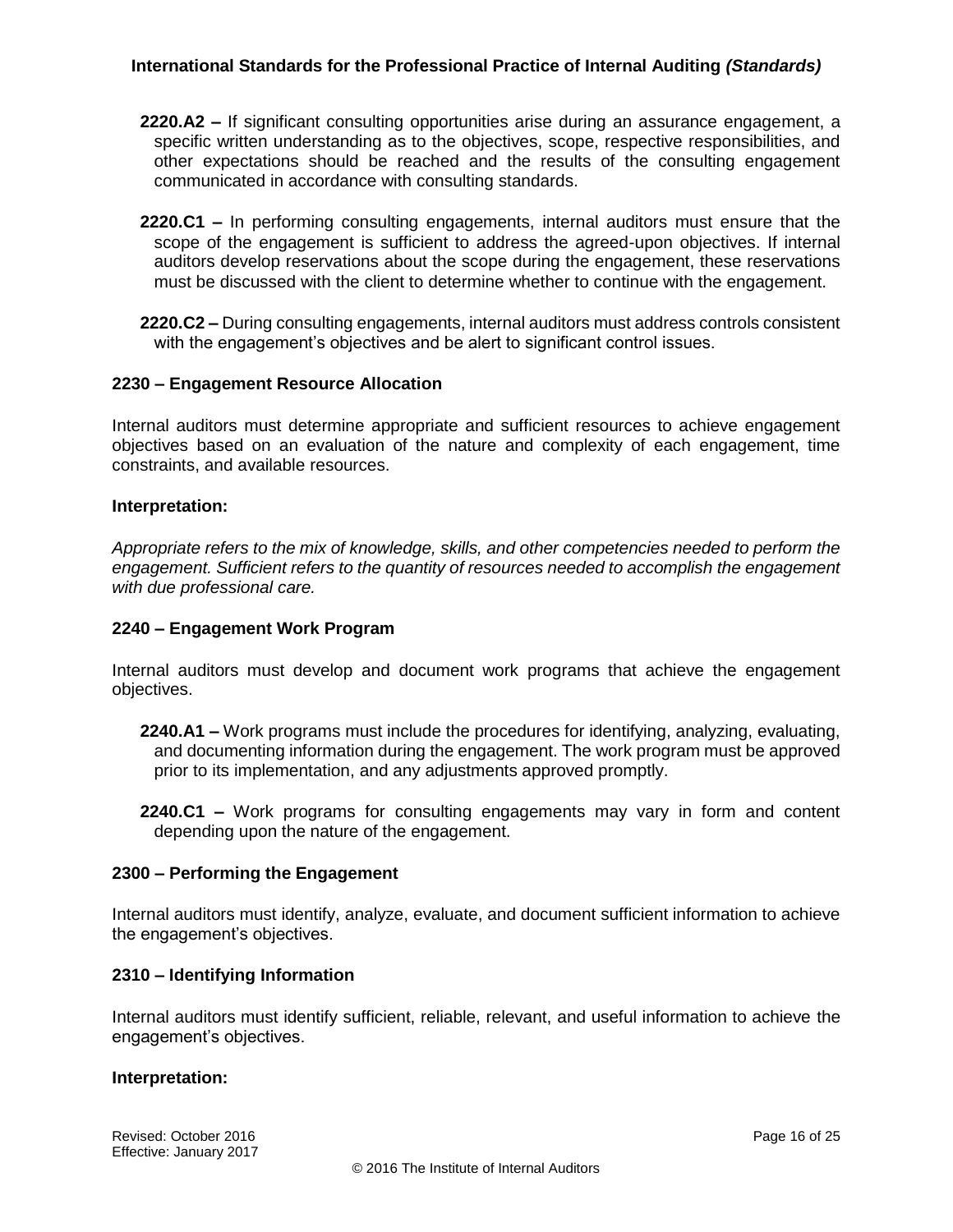**2220.A2 –** If significant consulting opportunities arise during an assurance engagement, a specific written understanding as to the objectives, scope, respective responsibilities, and other expectations should be reached and the results of the consulting engagement communicated in accordance with consulting standards.

**2220.C1 –** In performing consulting engagements, internal auditors must ensure that the scope of the engagement is sufficient to address the agreed-upon objectives. If internal auditors develop reservations about the scope during the engagement, these reservations must be discussed with the client to determine whether to continue with the engagement.

**2220.C2 –** During consulting engagements, internal auditors must address controls consistent with the engagement's objectives and be alert to significant control issues.

### 2230 – Engagement Resource Allocation

Internal auditors must determine appropriate and sufficient resources to achieve engagement objectives based on an evaluation of the nature and complexity of each engagement, time constraints, and available resources.

**Interpretation:**

*Appropriate refers to the mix of knowledge, skills, and other competencies needed to perform the engagement. Sufficient refers to the quantity of resources needed to accomplish the engagement with due professional care.*

### 2240 – Engagement Work Program

Internal auditors must develop and document work programs that achieve the engagement objectives.

**2240.A1 –** Work programs must include the procedures for identifying, analyzing, evaluating, and documenting information during the engagement. The work program must be approved prior to its implementation, and any adjustments approved promptly.

**2240.C1 –** Work programs for consulting engagements may vary in form and content depending upon the nature of the engagement.

### 2300 – Performing the Engagement

Internal auditors must identify, analyze, evaluate, and document sufficient information to achieve the engagement's objectives.

### 2310 – Identifying Information

Internal auditors must identify sufficient, reliable, relevant, and useful information to achieve the engagement's objectives.

**Interpretation:**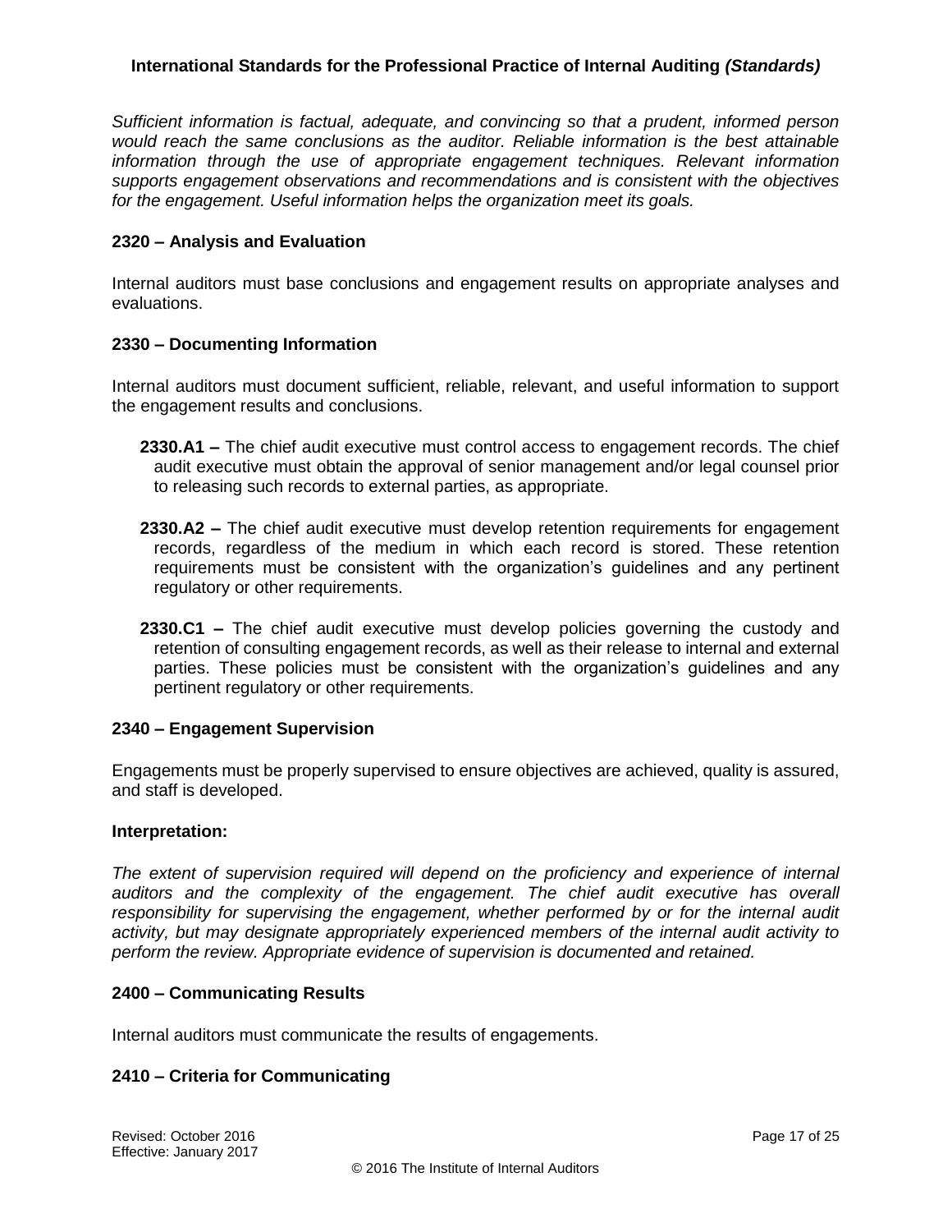*Sufficient information is factual, adequate, and convincing so that a prudent, informed person would reach the same conclusions as the auditor. Reliable information is the best attainable information through the use of appropriate engagement techniques. Relevant information supports engagement observations and recommendations and is consistent with the objectives for the engagement. Useful information helps the organization meet its goals.*

**2320 – Analysis and Evaluation**

Internal auditors must base conclusions and engagement results on appropriate analyses and evaluations.

**2330 – Documenting Information**

Internal auditors must document sufficient, reliable, relevant, and useful information to support the engagement results and conclusions.

> **2330.A1 –** The chief audit executive must control access to engagement records. The chief audit executive must obtain the approval of senior management and/or legal counsel prior to releasing such records to external parties, as appropriate.
>
> **2330.A2 –** The chief audit executive must develop retention requirements for engagement records, regardless of the medium in which each record is stored. These retention requirements must be consistent with the organization's guidelines and any pertinent regulatory or other requirements.
>
> **2330.C1 –** The chief audit executive must develop policies governing the custody and retention of consulting engagement records, as well as their release to internal and external parties. These policies must be consistent with the organization's guidelines and any pertinent regulatory or other requirements.

**2340 – Engagement Supervision**

Engagements must be properly supervised to ensure objectives are achieved, quality is assured, and staff is developed.

**Interpretation:**

*The extent of supervision required will depend on the proficiency and experience of internal auditors and the complexity of the engagement. The chief audit executive has overall responsibility for supervising the engagement, whether performed by or for the internal audit activity, but may designate appropriately experienced members of the internal audit activity to perform the review. Appropriate evidence of supervision is documented and retained.*

**2400 – Communicating Results**

Internal auditors must communicate the results of engagements.

**2410 – Criteria for Communicating**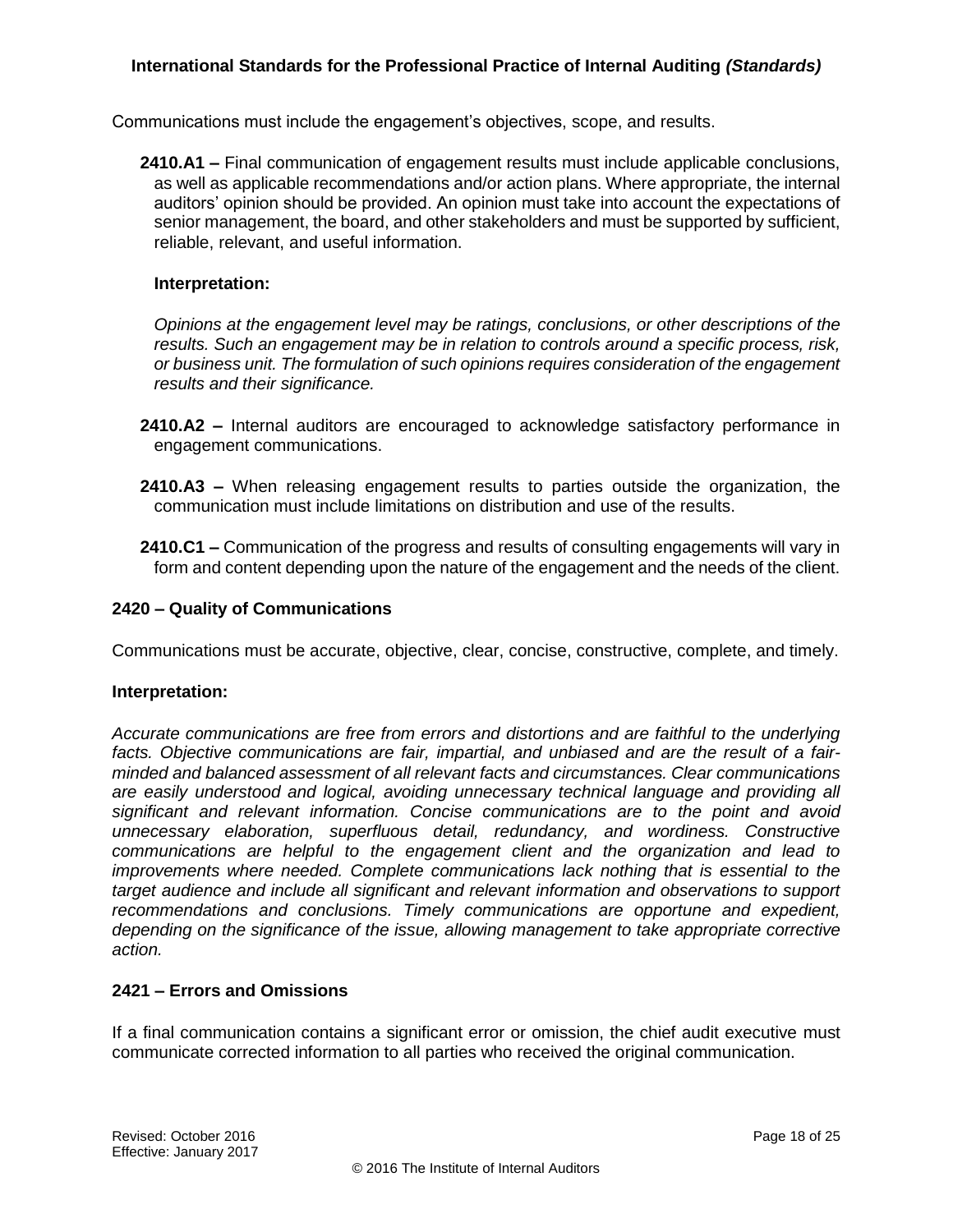Communications must include the engagement's objectives, scope, and results.

**2410.A1 –** Final communication of engagement results must include applicable conclusions, as well as applicable recommendations and/or action plans. Where appropriate, the internal auditors' opinion should be provided. An opinion must take into account the expectations of senior management, the board, and other stakeholders and must be supported by sufficient, reliable, relevant, and useful information.

**Interpretation:**

*Opinions at the engagement level may be ratings, conclusions, or other descriptions of the results. Such an engagement may be in relation to controls around a specific process, risk, or business unit. The formulation of such opinions requires consideration of the engagement results and their significance.*

**2410.A2 –** Internal auditors are encouraged to acknowledge satisfactory performance in engagement communications.

**2410.A3 –** When releasing engagement results to parties outside the organization, the communication must include limitations on distribution and use of the results.

**2410.C1 –** Communication of the progress and results of consulting engagements will vary in form and content depending upon the nature of the engagement and the needs of the client.

### 2420 – Quality of Communications

Communications must be accurate, objective, clear, concise, constructive, complete, and timely.

**Interpretation:**

*Accurate communications are free from errors and distortions and are faithful to the underlying facts. Objective communications are fair, impartial, and unbiased and are the result of a fair-minded and balanced assessment of all relevant facts and circumstances. Clear communications are easily understood and logical, avoiding unnecessary technical language and providing all significant and relevant information. Concise communications are to the point and avoid unnecessary elaboration, superfluous detail, redundancy, and wordiness. Constructive communications are helpful to the engagement client and the organization and lead to improvements where needed. Complete communications lack nothing that is essential to the target audience and include all significant and relevant information and observations to support recommendations and conclusions. Timely communications are opportune and expedient, depending on the significance of the issue, allowing management to take appropriate corrective action.*

### 2421 – Errors and Omissions

If a final communication contains a significant error or omission, the chief audit executive must communicate corrected information to all parties who received the original communication.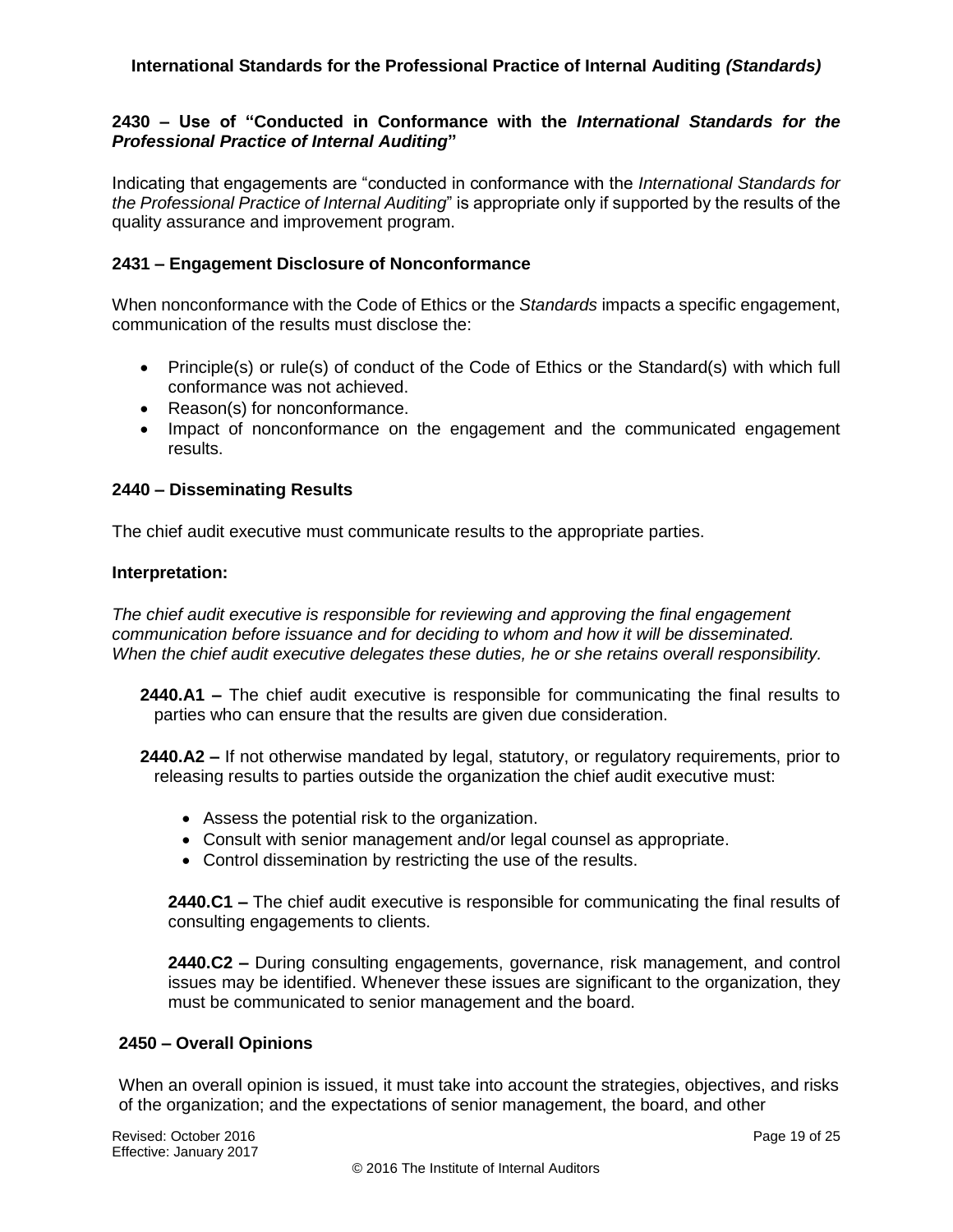### 2430 – Use of "Conducted in Conformance with the *International Standards for the Professional Practice of Internal Auditing*"

Indicating that engagements are "conducted in conformance with the *International Standards for the Professional Practice of Internal Auditing*" is appropriate only if supported by the results of the quality assurance and improvement program.

### 2431 – Engagement Disclosure of Nonconformance

When nonconformance with the Code of Ethics or the *Standards* impacts a specific engagement, communication of the results must disclose the:

- Principle(s) or rule(s) of conduct of the Code of Ethics or the Standard(s) with which full conformance was not achieved.
- Reason(s) for nonconformance.
- Impact of nonconformance on the engagement and the communicated engagement results.

### 2440 – Disseminating Results

The chief audit executive must communicate results to the appropriate parties.

**Interpretation:**

*The chief audit executive is responsible for reviewing and approving the final engagement communication before issuance and for deciding to whom and how it will be disseminated. When the chief audit executive delegates these duties, he or she retains overall responsibility.*

**2440.A1 –** The chief audit executive is responsible for communicating the final results to parties who can ensure that the results are given due consideration.

**2440.A2 –** If not otherwise mandated by legal, statutory, or regulatory requirements, prior to releasing results to parties outside the organization the chief audit executive must:

- Assess the potential risk to the organization.
- Consult with senior management and/or legal counsel as appropriate.
- Control dissemination by restricting the use of the results.

**2440.C1 –** The chief audit executive is responsible for communicating the final results of consulting engagements to clients.

**2440.C2 –** During consulting engagements, governance, risk management, and control issues may be identified. Whenever these issues are significant to the organization, they must be communicated to senior management and the board.

### 2450 – Overall Opinions

When an overall opinion is issued, it must take into account the strategies, objectives, and risks of the organization; and the expectations of senior management, the board, and other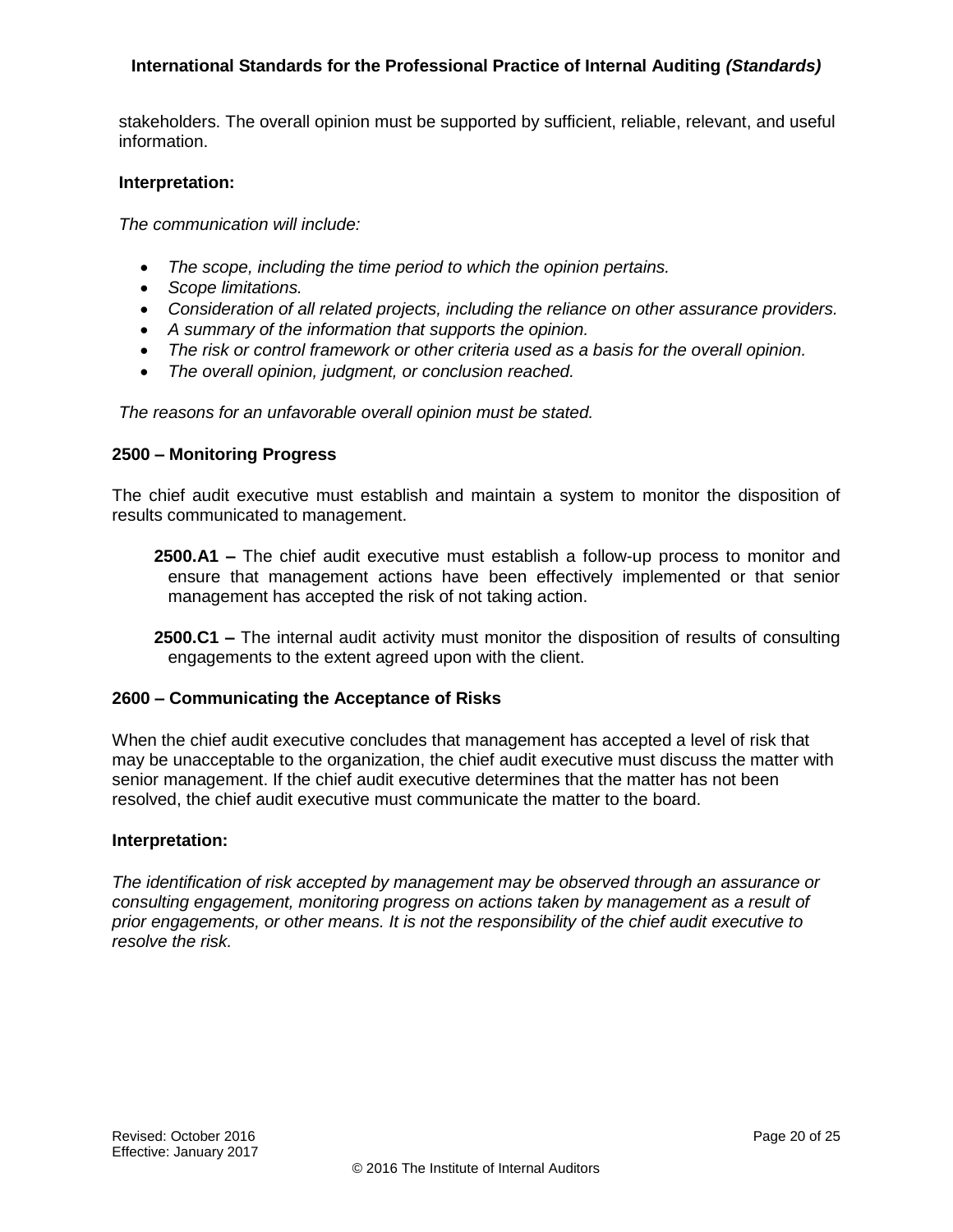stakeholders. The overall opinion must be supported by sufficient, reliable, relevant, and useful information.

**Interpretation:**

*The communication will include:*

- *The scope, including the time period to which the opinion pertains.*
- *Scope limitations.*
- *Consideration of all related projects, including the reliance on other assurance providers.*
- *A summary of the information that supports the opinion.*
- *The risk or control framework or other criteria used as a basis for the overall opinion.*
- *The overall opinion, judgment, or conclusion reached.*

*The reasons for an unfavorable overall opinion must be stated.*

### 2500 – Monitoring Progress

The chief audit executive must establish and maintain a system to monitor the disposition of results communicated to management.

**2500.A1 –** The chief audit executive must establish a follow-up process to monitor and ensure that management actions have been effectively implemented or that senior management has accepted the risk of not taking action.

**2500.C1 –** The internal audit activity must monitor the disposition of results of consulting engagements to the extent agreed upon with the client.

### 2600 – Communicating the Acceptance of Risks

When the chief audit executive concludes that management has accepted a level of risk that may be unacceptable to the organization, the chief audit executive must discuss the matter with senior management. If the chief audit executive determines that the matter has not been resolved, the chief audit executive must communicate the matter to the board.

**Interpretation:**

*The identification of risk accepted by management may be observed through an assurance or consulting engagement, monitoring progress on actions taken by management as a result of prior engagements, or other means. It is not the responsibility of the chief audit executive to resolve the risk.*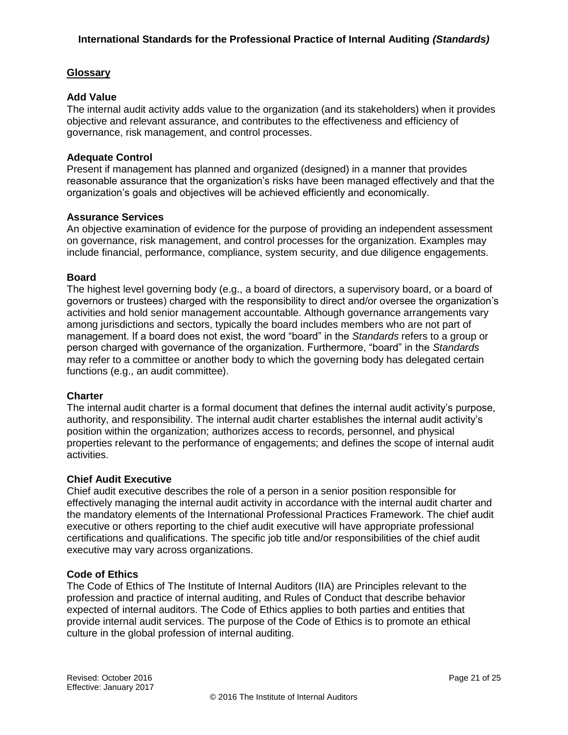## Glossary

**Add Value**
The internal audit activity adds value to the organization (and its stakeholders) when it provides objective and relevant assurance, and contributes to the effectiveness and efficiency of governance, risk management, and control processes.

**Adequate Control**
Present if management has planned and organized (designed) in a manner that provides reasonable assurance that the organization's risks have been managed effectively and that the organization's goals and objectives will be achieved efficiently and economically.

**Assurance Services**
An objective examination of evidence for the purpose of providing an independent assessment on governance, risk management, and control processes for the organization. Examples may include financial, performance, compliance, system security, and due diligence engagements.

**Board**
The highest level governing body (e.g., a board of directors, a supervisory board, or a board of governors or trustees) charged with the responsibility to direct and/or oversee the organization's activities and hold senior management accountable. Although governance arrangements vary among jurisdictions and sectors, typically the board includes members who are not part of management. If a board does not exist, the word "board" in the *Standards* refers to a group or person charged with governance of the organization. Furthermore, "board" in the *Standards* may refer to a committee or another body to which the governing body has delegated certain functions (e.g., an audit committee).

**Charter**
The internal audit charter is a formal document that defines the internal audit activity's purpose, authority, and responsibility. The internal audit charter establishes the internal audit activity's position within the organization; authorizes access to records, personnel, and physical properties relevant to the performance of engagements; and defines the scope of internal audit activities.

**Chief Audit Executive**
Chief audit executive describes the role of a person in a senior position responsible for effectively managing the internal audit activity in accordance with the internal audit charter and the mandatory elements of the International Professional Practices Framework. The chief audit executive or others reporting to the chief audit executive will have appropriate professional certifications and qualifications. The specific job title and/or responsibilities of the chief audit executive may vary across organizations.

**Code of Ethics**
The Code of Ethics of The Institute of Internal Auditors (IIA) are Principles relevant to the profession and practice of internal auditing, and Rules of Conduct that describe behavior expected of internal auditors. The Code of Ethics applies to both parties and entities that provide internal audit services. The purpose of the Code of Ethics is to promote an ethical culture in the global profession of internal auditing.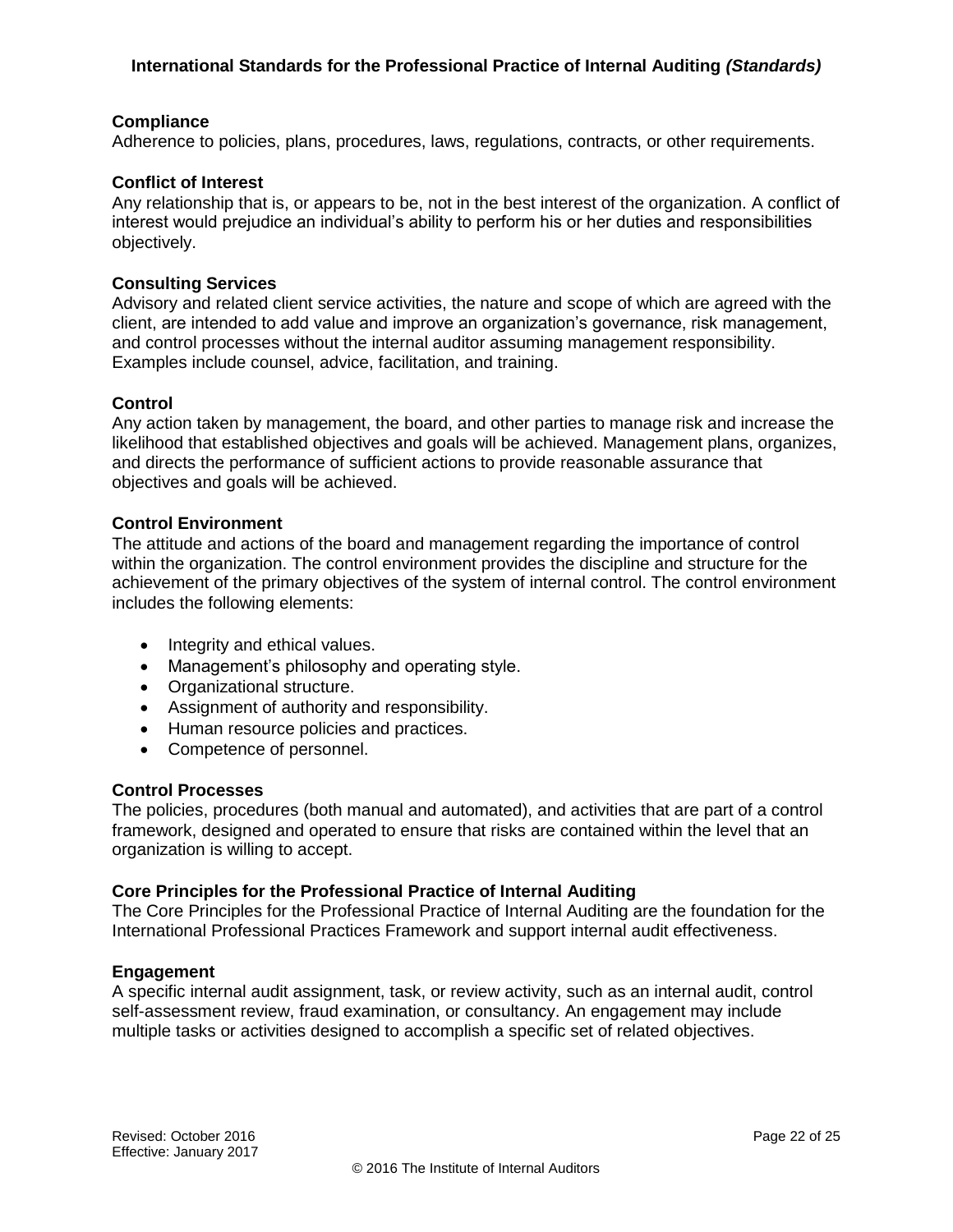**Compliance**
Adherence to policies, plans, procedures, laws, regulations, contracts, or other requirements.

**Conflict of Interest**
Any relationship that is, or appears to be, not in the best interest of the organization. A conflict of interest would prejudice an individual's ability to perform his or her duties and responsibilities objectively.

**Consulting Services**
Advisory and related client service activities, the nature and scope of which are agreed with the client, are intended to add value and improve an organization's governance, risk management, and control processes without the internal auditor assuming management responsibility. Examples include counsel, advice, facilitation, and training.

**Control**
Any action taken by management, the board, and other parties to manage risk and increase the likelihood that established objectives and goals will be achieved. Management plans, organizes, and directs the performance of sufficient actions to provide reasonable assurance that objectives and goals will be achieved.

**Control Environment**
The attitude and actions of the board and management regarding the importance of control within the organization. The control environment provides the discipline and structure for the achievement of the primary objectives of the system of internal control. The control environment includes the following elements:

- Integrity and ethical values.
- Management's philosophy and operating style.
- Organizational structure.
- Assignment of authority and responsibility.
- Human resource policies and practices.
- Competence of personnel.

**Control Processes**
The policies, procedures (both manual and automated), and activities that are part of a control framework, designed and operated to ensure that risks are contained within the level that an organization is willing to accept.

**Core Principles for the Professional Practice of Internal Auditing**
The Core Principles for the Professional Practice of Internal Auditing are the foundation for the International Professional Practices Framework and support internal audit effectiveness.

**Engagement**
A specific internal audit assignment, task, or review activity, such as an internal audit, control self-assessment review, fraud examination, or consultancy. An engagement may include multiple tasks or activities designed to accomplish a specific set of related objectives.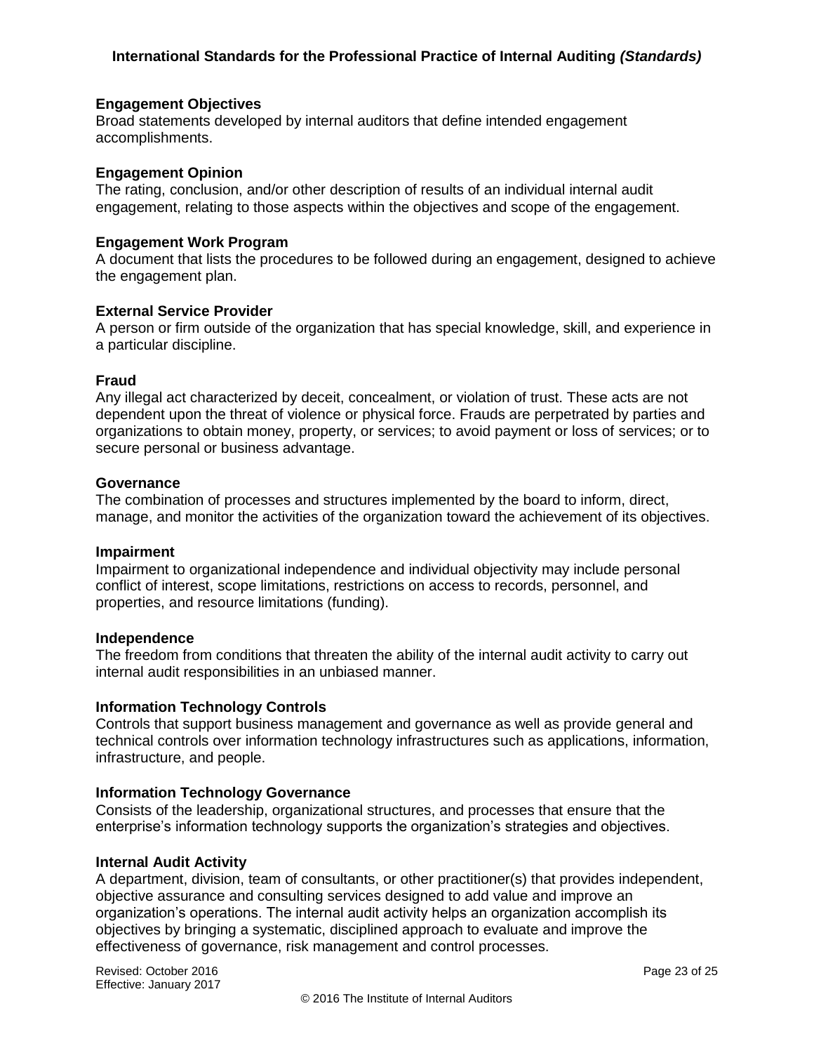**Engagement Objectives**
Broad statements developed by internal auditors that define intended engagement accomplishments.

**Engagement Opinion**
The rating, conclusion, and/or other description of results of an individual internal audit engagement, relating to those aspects within the objectives and scope of the engagement.

**Engagement Work Program**
A document that lists the procedures to be followed during an engagement, designed to achieve the engagement plan.

**External Service Provider**
A person or firm outside of the organization that has special knowledge, skill, and experience in a particular discipline.

**Fraud**
Any illegal act characterized by deceit, concealment, or violation of trust. These acts are not dependent upon the threat of violence or physical force. Frauds are perpetrated by parties and organizations to obtain money, property, or services; to avoid payment or loss of services; or to secure personal or business advantage.

**Governance**
The combination of processes and structures implemented by the board to inform, direct, manage, and monitor the activities of the organization toward the achievement of its objectives.

**Impairment**
Impairment to organizational independence and individual objectivity may include personal conflict of interest, scope limitations, restrictions on access to records, personnel, and properties, and resource limitations (funding).

**Independence**
The freedom from conditions that threaten the ability of the internal audit activity to carry out internal audit responsibilities in an unbiased manner.

**Information Technology Controls**
Controls that support business management and governance as well as provide general and technical controls over information technology infrastructures such as applications, information, infrastructure, and people.

**Information Technology Governance**
Consists of the leadership, organizational structures, and processes that ensure that the enterprise's information technology supports the organization's strategies and objectives.

**Internal Audit Activity**
A department, division, team of consultants, or other practitioner(s) that provides independent, objective assurance and consulting services designed to add value and improve an organization's operations. The internal audit activity helps an organization accomplish its objectives by bringing a systematic, disciplined approach to evaluate and improve the effectiveness of governance, risk management and control processes.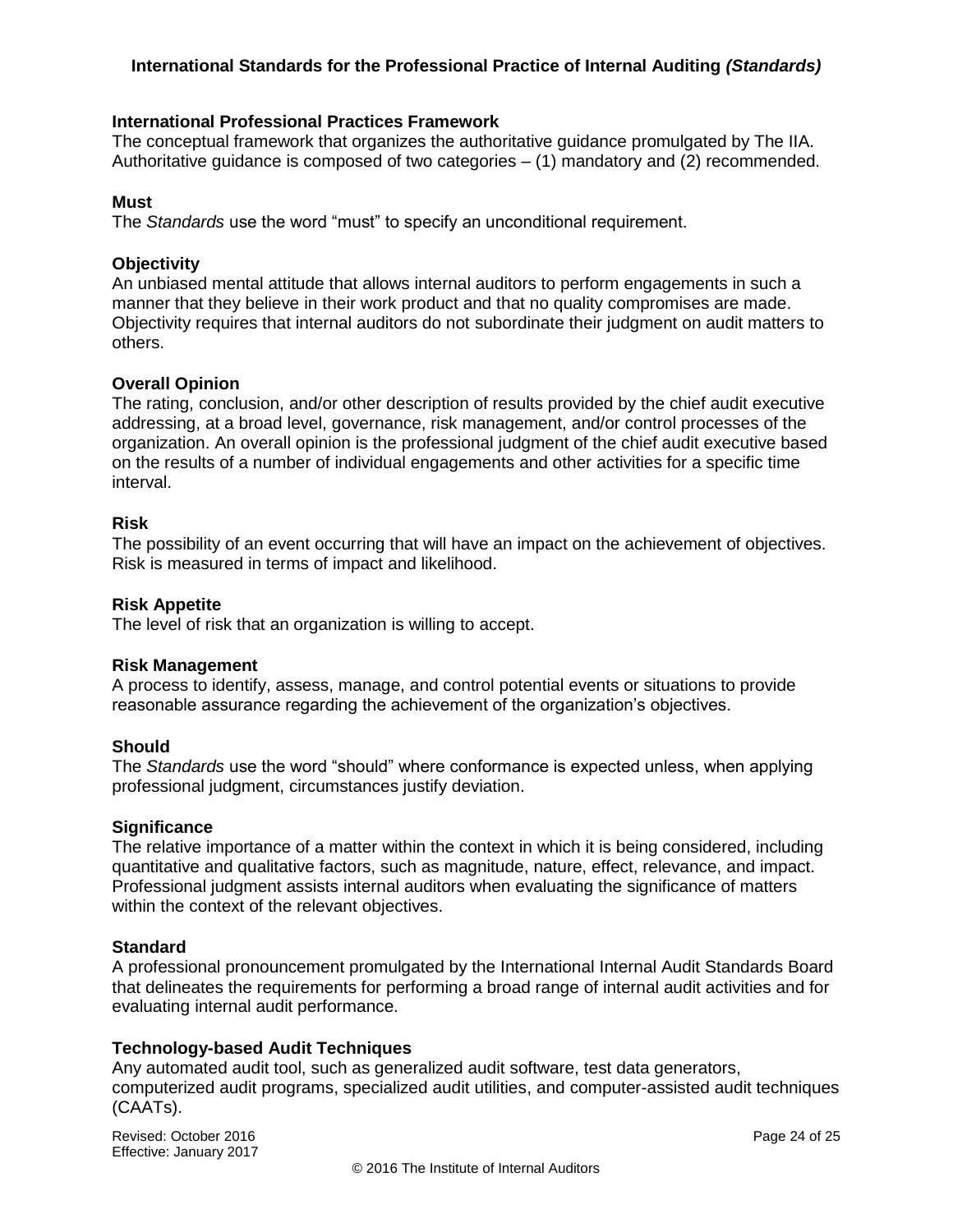**International Professional Practices Framework**
The conceptual framework that organizes the authoritative guidance promulgated by The IIA. Authoritative guidance is composed of two categories – (1) mandatory and (2) recommended.

**Must**
The *Standards* use the word "must" to specify an unconditional requirement.

**Objectivity**
An unbiased mental attitude that allows internal auditors to perform engagements in such a manner that they believe in their work product and that no quality compromises are made. Objectivity requires that internal auditors do not subordinate their judgment on audit matters to others.

**Overall Opinion**
The rating, conclusion, and/or other description of results provided by the chief audit executive addressing, at a broad level, governance, risk management, and/or control processes of the organization. An overall opinion is the professional judgment of the chief audit executive based on the results of a number of individual engagements and other activities for a specific time interval.

**Risk**
The possibility of an event occurring that will have an impact on the achievement of objectives. Risk is measured in terms of impact and likelihood.

**Risk Appetite**
The level of risk that an organization is willing to accept.

**Risk Management**
A process to identify, assess, manage, and control potential events or situations to provide reasonable assurance regarding the achievement of the organization's objectives.

**Should**
The *Standards* use the word "should" where conformance is expected unless, when applying professional judgment, circumstances justify deviation.

**Significance**
The relative importance of a matter within the context in which it is being considered, including quantitative and qualitative factors, such as magnitude, nature, effect, relevance, and impact. Professional judgment assists internal auditors when evaluating the significance of matters within the context of the relevant objectives.

**Standard**
A professional pronouncement promulgated by the International Internal Audit Standards Board that delineates the requirements for performing a broad range of internal audit activities and for evaluating internal audit performance.

**Technology-based Audit Techniques**
Any automated audit tool, such as generalized audit software, test data generators, computerized audit programs, specialized audit utilities, and computer-assisted audit techniques (CAATs).